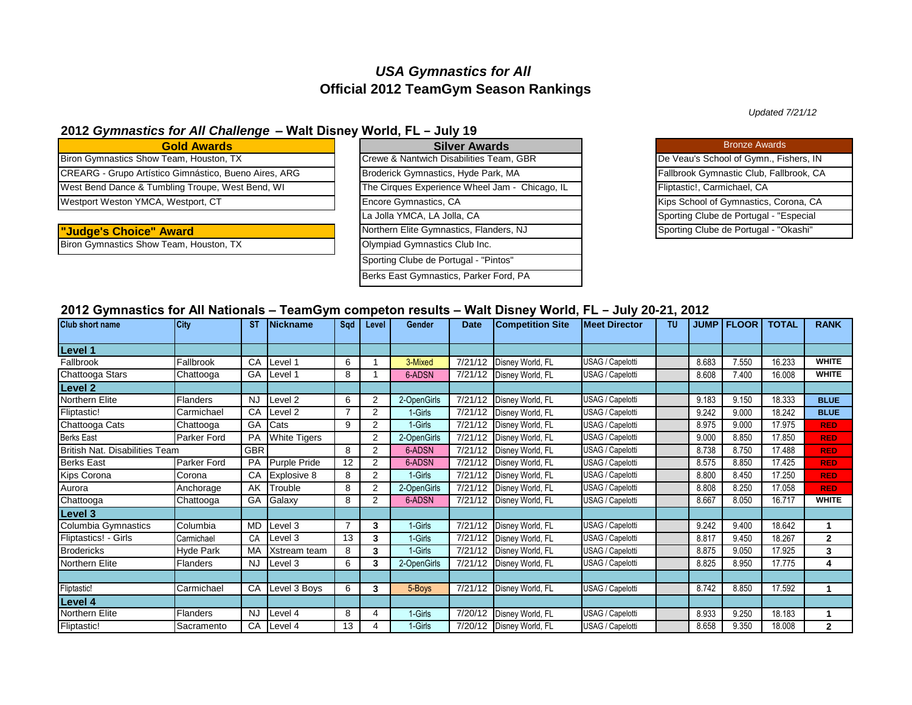# *USA Gymnastics for All*
# Official 2012 TeamGym Season Rankings

*Updated 7/21/12*

## 2012 *Gymnastics for All Challenge* – Walt Disney World, FL – July 19

| Gold Awards |
|---|
| Biron Gymnastics Show Team, Houston, TX |
| CREARG - Grupo Artístico Gimnástico, Bueno Aires, ARG |
| West Bend Dance & Tumbling Troupe, West Bend, WI |
| Westport Weston YMCA, Westport, CT |

| "Judge's Choice" Award |
|---|
| Biron Gymnastics Show Team, Houston, TX |

| Silver Awards |
|---|
| Crewe & Nantwich Disabilities Team, GBR |
| Broderick Gymnastics, Hyde Park, MA |
| The Cirques Experience Wheel Jam - Chicago, IL |
| Encore Gymnastics, CA |
| La Jolla YMCA, LA Jolla, CA |
| Northern Elite Gymnastics, Flanders, NJ |
| Olympiad Gymnastics Club Inc. |
| Sporting Clube de Portugal - "Pintos" |
| Berks East Gymnastics, Parker Ford, PA |

| Bronze Awards |
|---|
| De Veau's School of Gymn., Fishers, IN |
| Fallbrook Gymnastic Club, Fallbrook, CA |
| Fliptastic!, Carmichael, CA |
| Kips School of Gymnastics, Corona, CA |
| Sporting Clube de Portugal - "Especial |
| Sporting Clube de Portugal - "Okashi" |

## 2012 Gymnastics for All Nationals – TeamGym competon results – Walt Disney World, FL – July 20-21, 2012

| Club short name | City | ST | Nickname | Sqd | Level | Gender | Date | Competition Site | Meet Director | TU | JUMP | FLOOR | TOTAL | RANK |
|---|---|---|---|---|---|---|---|---|---|---|---|---|---|---|
| **Level 1** | | | | | | | | | | | | | | |
| Fallbrook | Fallbrook | CA | Level 1 | 6 | 1 | 3-Mixed | 7/21/12 | Disney World, FL | USAG / Capelotti | | 8.683 | 7.550 | 16.233 | **WHITE** |
| Chattooga Stars | Chattooga | GA | Level 1 | 8 | 1 | 6-ADSN | 7/21/12 | Disney World, FL | USAG / Capelotti | | 8.608 | 7.400 | 16.008 | **WHITE** |
| **Level 2** | | | | | | | | | | | | | | |
| Northern Elite | Flanders | NJ | Level 2 | 6 | 2 | 2-OpenGirls | 7/21/12 | Disney World, FL | USAG / Capelotti | | 9.183 | 9.150 | 18.333 | **BLUE** |
| Fliptastic! | Carmichael | CA | Level 2 | 7 | 2 | 1-Girls | 7/21/12 | Disney World, FL | USAG / Capelotti | | 9.242 | 9.000 | 18.242 | **BLUE** |
| Chattooga Cats | Chattooga | GA | Cats | 9 | 2 | 1-Girls | 7/21/12 | Disney World, FL | USAG / Capelotti | | 8.975 | 9.000 | 17.975 | **RED** |
| Berks East | Parker Ford | PA | White Tigers | | 2 | 2-OpenGirls | 7/21/12 | Disney World, FL | USAG / Capelotti | | 9.000 | 8.850 | 17.850 | **RED** |
| British Nat. Disabilities Team | | GBR | | 8 | 2 | 6-ADSN | 7/21/12 | Disney World, FL | USAG / Capelotti | | 8.738 | 8.750 | 17.488 | **RED** |
| Berks East | Parker Ford | PA | Purple Pride | 12 | 2 | 6-ADSN | 7/21/12 | Disney World, FL | USAG / Capelotti | | 8.575 | 8.850 | 17.425 | **RED** |
| Kips Corona | Corona | CA | Explosive 8 | 8 | 2 | 1-Girls | 7/21/12 | Disney World, FL | USAG / Capelotti | | 8.800 | 8.450 | 17.250 | **RED** |
| Aurora | Anchorage | AK | Trouble | 8 | 2 | 2-OpenGirls | 7/21/12 | Disney World, FL | USAG / Capelotti | | 8.808 | 8.250 | 17.058 | **RED** |
| Chattooga | Chattooga | GA | Galaxy | 8 | 2 | 6-ADSN | 7/21/12 | Disney World, FL | USAG / Capelotti | | 8.667 | 8.050 | 16.717 | **WHITE** |
| **Level 3** | | | | | | | | | | | | | | |
| Columbia Gymnastics | Columbia | MD | Level 3 | 7 | **3** | 1-Girls | 7/21/12 | Disney World, FL | USAG / Capelotti | | 9.242 | 9.400 | 18.642 | **1** |
| Fliptastics! - Girls | Carmichael | CA | Level 3 | 13 | **3** | 1-Girls | 7/21/12 | Disney World, FL | USAG / Capelotti | | 8.817 | 9.450 | 18.267 | **2** |
| Brodericks | Hyde Park | MA | Xstream team | 8 | **3** | 1-Girls | 7/21/12 | Disney World, FL | USAG / Capelotti | | 8.875 | 9.050 | 17.925 | **3** |
| Northern Elite | Flanders | NJ | Level 3 | 6 | **3** | 2-OpenGirls | 7/21/12 | Disney World, FL | USAG / Capelotti | | 8.825 | 8.950 | 17.775 | **4** |
| | | | | | | | | | | | | | | |
| Fliptastic! | Carmichael | CA | Level 3 Boys | 6 | **3** | 5-Boys | 7/21/12 | Disney World, FL | USAG / Capelotti | | 8.742 | 8.850 | 17.592 | **1** |
| **Level 4** | | | | | | | | | | | | | | |
| Northern Elite | Flanders | NJ | Level 4 | 8 | 4 | 1-Girls | 7/20/12 | Disney World, FL | USAG / Capelotti | | 8.933 | 9.250 | 18.183 | **1** |
| Fliptastic! | Sacramento | CA | Level 4 | 13 | 4 | 1-Girls | 7/20/12 | Disney World, FL | USAG / Capelotti | | 8.658 | 9.350 | 18.008 | **2** |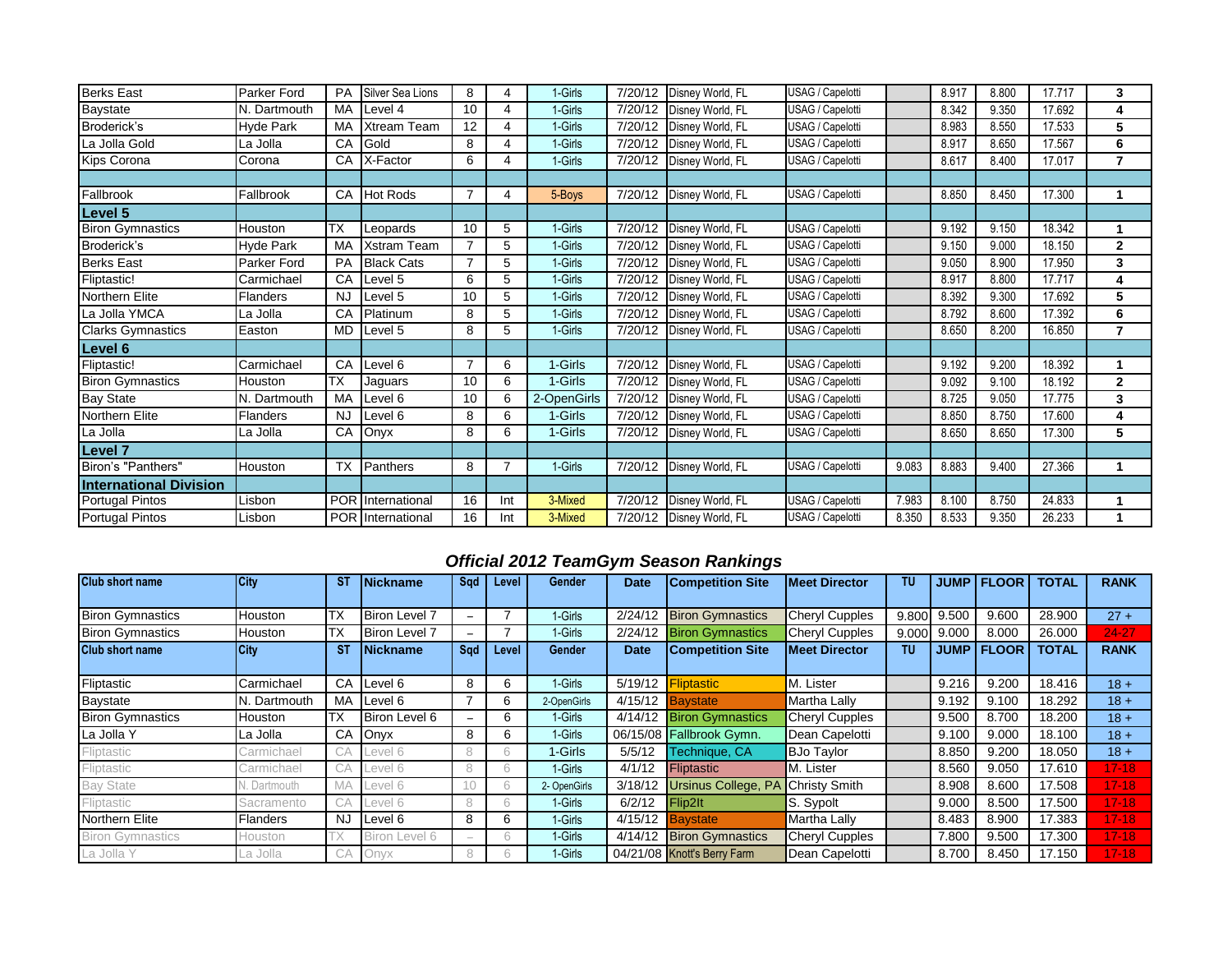| | | | | | | | | | | | | | | |
|---|---|---|---|---|---|---|---|---|---|---|---|---|---|---|
| Berks East | Parker Ford | PA | Silver Sea Lions | 8 | 4 | 1-Girls | 7/20/12 | Disney World, FL | USAG / Capelotti | | 8.917 | 8.800 | 17.717 | 3 |
| Baystate | N. Dartmouth | MA | Level 4 | 10 | 4 | 1-Girls | 7/20/12 | Disney World, FL | USAG / Capelotti | | 8.342 | 9.350 | 17.692 | 4 |
| Broderick's | Hyde Park | MA | Xstream Team | 12 | 4 | 1-Girls | 7/20/12 | Disney World, FL | USAG / Capelotti | | 8.983 | 8.550 | 17.533 | 5 |
| La Jolla Gold | La Jolla | CA | Gold | 8 | 4 | 1-Girls | 7/20/12 | Disney World, FL | USAG / Capelotti | | 8.917 | 8.650 | 17.567 | 6 |
| Kips Corona | Corona | CA | X-Factor | 6 | 4 | 1-Girls | 7/20/12 | Disney World, FL | USAG / Capelotti | | 8.617 | 8.400 | 17.017 | 7 |
| | | | | | | | | | | | | | | |
| Fallbrook | Fallbrook | CA | Hot Rods | 7 | 4 | 5-Boys | 7/20/12 | Disney World, FL | USAG / Capelotti | | 8.850 | 8.450 | 17.300 | 1 |
| **Level 5** | | | | | | | | | | | | | | |
| Biron Gymnastics | Houston | TX | Leopards | 10 | 5 | 1-Girls | 7/20/12 | Disney World, FL | USAG / Capelotti | | 9.192 | 9.150 | 18.342 | 1 |
| Broderick's | Hyde Park | MA | Xstram Team | 7 | 5 | 1-Girls | 7/20/12 | Disney World, FL | USAG / Capelotti | | 9.150 | 9.000 | 18.150 | 2 |
| Berks East | Parker Ford | PA | Black Cats | 7 | 5 | 1-Girls | 7/20/12 | Disney World, FL | USAG / Capelotti | | 9.050 | 8.900 | 17.950 | 3 |
| Fliptastic! | Carmichael | CA | Level 5 | 6 | 5 | 1-Girls | 7/20/12 | Disney World, FL | USAG / Capelotti | | 8.917 | 8.800 | 17.717 | 4 |
| Northern Elite | Flanders | NJ | Level 5 | 10 | 5 | 1-Girls | 7/20/12 | Disney World, FL | USAG / Capelotti | | 8.392 | 9.300 | 17.692 | 5 |
| La Jolla YMCA | La Jolla | CA | Platinum | 8 | 5 | 1-Girls | 7/20/12 | Disney World, FL | USAG / Capelotti | | 8.792 | 8.600 | 17.392 | 6 |
| Clarks Gymnastics | Easton | MD | Level 5 | 8 | 5 | 1-Girls | 7/20/12 | Disney World, FL | USAG / Capelotti | | 8.650 | 8.200 | 16.850 | 7 |
| **Level 6** | | | | | | | | | | | | | | |
| Fliptastic! | Carmichael | CA | Level 6 | 7 | 6 | 1-Girls | 7/20/12 | Disney World, FL | USAG / Capelotti | | 9.192 | 9.200 | 18.392 | 1 |
| Biron Gymnastics | Houston | TX | Jaguars | 10 | 6 | 1-Girls | 7/20/12 | Disney World, FL | USAG / Capelotti | | 9.092 | 9.100 | 18.192 | 2 |
| Bay State | N. Dartmouth | MA | Level 6 | 10 | 6 | 2-OpenGirls | 7/20/12 | Disney World, FL | USAG / Capelotti | | 8.725 | 9.050 | 17.775 | 3 |
| Northern Elite | Flanders | NJ | Level 6 | 8 | 6 | 1-Girls | 7/20/12 | Disney World, FL | USAG / Capelotti | | 8.850 | 8.750 | 17.600 | 4 |
| La Jolla | La Jolla | CA | Onyx | 8 | 6 | 1-Girls | 7/20/12 | Disney World, FL | USAG / Capelotti | | 8.650 | 8.650 | 17.300 | 5 |
| **Level 7** | | | | | | | | | | | | | | |
| Biron's "Panthers" | Houston | TX | Panthers | 8 | 7 | 1-Girls | 7/20/12 | Disney World, FL | USAG / Capelotti | 9.083 | 8.883 | 9.400 | 27.366 | 1 |
| **International Division** | | | | | | | | | | | | | | |
| Portugal Pintos | Lisbon | POR | International | 16 | Int | 3-Mixed | 7/20/12 | Disney World, FL | USAG / Capelotti | 7.983 | 8.100 | 8.750 | 24.833 | 1 |
| Portugal Pintos | Lisbon | POR | International | 16 | Int | 3-Mixed | 7/20/12 | Disney World, FL | USAG / Capelotti | 8.350 | 8.533 | 9.350 | 26.233 | 1 |

## *Official 2012 TeamGym Season Rankings*

| Club short name | City | ST | Nickname | Sqd | Level | Gender | Date | Competition Site | Meet Director | TU | JUMP | FLOOR | TOTAL | RANK |
|---|---|---|---|---|---|---|---|---|---|---|---|---|---|---|
| Biron Gymnastics | Houston | TX | Biron Level 7 | – | 7 | 1-Girls | 2/24/12 | Biron Gymnastics | Cheryl Cupples | 9.800 | 9.500 | 9.600 | 28.900 | 27 + |
| Biron Gymnastics | Houston | TX | Biron Level 7 | – | 7 | 1-Girls | 2/24/12 | Biron Gymnastics | Cheryl Cupples | 9.000 | 9.000 | 8.000 | 26.000 | 24-27 |
| **Club short name** | **City** | **ST** | **Nickname** | **Sqd** | **Level** | **Gender** | **Date** | **Competition Site** | **Meet Director** | **TU** | **JUMP** | **FLOOR** | **TOTAL** | **RANK** |
| Fliptastic | Carmichael | CA | Level 6 | 8 | 6 | 1-Girls | 5/19/12 | Fliptastic | M. Lister | | 9.216 | 9.200 | 18.416 | 18 + |
| Baystate | N. Dartmouth | MA | Level 6 | 7 | 6 | 2-OpenGirls | 4/15/12 | Baystate | Martha Lally | | 9.192 | 9.100 | 18.292 | 18 + |
| Biron Gymnastics | Houston | TX | Biron Level 6 | – | 6 | 1-Girls | 4/14/12 | Biron Gymnastics | Cheryl Cupples | | 9.500 | 8.700 | 18.200 | 18 + |
| La Jolla Y | La Jolla | CA | Onyx | 8 | 6 | 1-Girls | 06/15/08 | Fallbrook Gymn. | Dean Capelotti | | 9.100 | 9.000 | 18.100 | 18 + |
| Fliptastic | Carmichael | CA | Level 6 | 8 | 6 | 1-Girls | 5/5/12 | Technique, CA | BJo Taylor | | 8.850 | 9.200 | 18.050 | 18 + |
| Fliptastic | Carmichael | CA | Level 6 | 8 | 6 | 1-Girls | 4/1/12 | Fliptastic | M. Lister | | 8.560 | 9.050 | 17.610 | 17-18 |
| Bay State | N. Dartmouth | MA | Level 6 | 10 | 6 | 2- OpenGirls | 3/18/12 | Ursinus College, PA | Christy Smith | | 8.908 | 8.600 | 17.508 | 17-18 |
| Fliptastic | Sacramento | CA | Level 6 | 8 | 6 | 1-Girls | 6/2/12 | Flip2It | S. Sypolt | | 9.000 | 8.500 | 17.500 | 17-18 |
| Northern Elite | Flanders | NJ | Level 6 | 8 | 6 | 1-Girls | 4/15/12 | Baystate | Martha Lally | | 8.483 | 8.900 | 17.383 | 17-18 |
| Biron Gymnastics | Houston | TX | Biron Level 6 | – | 6 | 1-Girls | 4/14/12 | Biron Gymnastics | Cheryl Cupples | | 7.800 | 9.500 | 17.300 | 17-18 |
| La Jolla Y | La Jolla | CA | Onyx | 8 | 6 | 1-Girls | 04/21/08 | Knott's Berry Farm | Dean Capelotti | | 8.700 | 8.450 | 17.150 | 17-18 |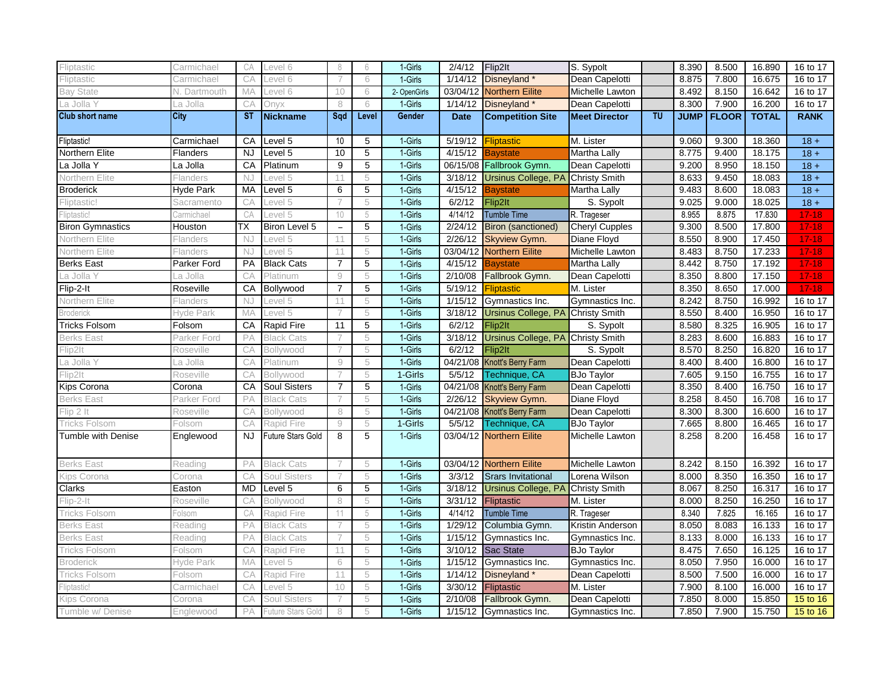| Fliptastic | Carmichael | CA | Level 6 | 8 | 6 | 1-Girls | 2/4/12 | Flip2It | S. Sypolt | | 8.390 | 8.500 | 16.890 | 16 to 17 |
|---|---|---|---|---|---|---|---|---|---|---|---|---|---|---|
| Fliptastic | Carmichael | CA | Level 6 | 7 | 6 | 1-Girls | 1/14/12 | Disneyland * | Dean Capelotti | | 8.875 | 7.800 | 16.675 | 16 to 17 |
| Bay State | N. Dartmouth | MA | Level 6 | 10 | 6 | 2- OpenGirls | 03/04/12 | Northern Eilite | Michelle Lawton | | 8.492 | 8.150 | 16.642 | 16 to 17 |
| La Jolla Y | La Jolla | CA | Onyx | 8 | 6 | 1-Girls | 1/14/12 | Disneyland * | Dean Capelotti | | 8.300 | 7.900 | 16.200 | 16 to 17 |
| **Club short name** | **City** | **ST** | **Nickname** | **Sqd** | **Level** | **Gender** | **Date** | **Competition Site** | **Meet Director** | **TU** | **JUMP** | **FLOOR** | **TOTAL** | **RANK** |
| Fliptastic! | Carmichael | CA | Level 5 | 10 | 5 | 1-Girls | 5/19/12 | Fliptastic | M. Lister | | 9.060 | 9.300 | 18.360 | 18 + |
| Northern Elite | Flanders | NJ | Level 5 | 10 | 5 | 1-Girls | 4/15/12 | Baystate | Martha Lally | | 8.775 | 9.400 | 18.175 | 18 + |
| La Jolla Y | La Jolla | CA | Platinum | 9 | 5 | 1-Girls | 06/15/08 | Fallbrook Gymn. | Dean Capelotti | | 9.200 | 8.950 | 18.150 | 18 + |
| Northern Elite | Flanders | NJ | Level 5 | 11 | 5 | 1-Girls | 3/18/12 | Ursinus College, PA | Christy Smith | | 8.633 | 9.450 | 18.083 | 18 + |
| Broderick | Hyde Park | MA | Level 5 | 6 | 5 | 1-Girls | 4/15/12 | Baystate | Martha Lally | | 9.483 | 8.600 | 18.083 | 18 + |
| Fliptastic! | Sacramento | CA | Level 5 | 7 | 5 | 1-Girls | 6/2/12 | Flip2It | S. Sypolt | | 9.025 | 9.000 | 18.025 | 18 + |
| Fliptastic! | Carmichael | CA | Level 5 | 10 | 5 | 1-Girls | 4/14/12 | Tumble Time | R. Trageser | | 8.955 | 8.875 | 17.830 | 17-18 |
| Biron Gymnastics | Houston | TX | Biron Level 5 | – | 5 | 1-Girls | 2/24/12 | Biron (sanctioned) | Cheryl Cupples | | 9.300 | 8.500 | 17.800 | 17-18 |
| Northern Elite | Flanders | NJ | Level 5 | 11 | 5 | 1-Girls | 2/26/12 | Skyview Gymn. | Diane Floyd | | 8.550 | 8.900 | 17.450 | 17-18 |
| Northern Elite | Flanders | NJ | Level 5 | 11 | 5 | 1-Girls | 03/04/12 | Northern Eilite | Michelle Lawton | | 8.483 | 8.750 | 17.233 | 17-18 |
| Berks East | Parker Ford | PA | Black Cats | 7 | 5 | 1-Girls | 4/15/12 | Baystate | Martha Lally | | 8.442 | 8.750 | 17.192 | 17-18 |
| La Jolla Y | La Jolla | CA | Platinum | 9 | 5 | 1-Girls | 2/10/08 | Fallbrook Gymn. | Dean Capelotti | | 8.350 | 8.800 | 17.150 | 17-18 |
| Flip-2-It | Roseville | CA | Bollywood | 7 | 5 | 1-Girls | 5/19/12 | Fliptastic | M. Lister | | 8.350 | 8.650 | 17.000 | 17-18 |
| Northern Elite | Flanders | NJ | Level 5 | 11 | 5 | 1-Girls | 1/15/12 | Gymnastics Inc. | Gymnastics Inc. | | 8.242 | 8.750 | 16.992 | 16 to 17 |
| Broderick | Hyde Park | MA | Level 5 | 7 | 5 | 1-Girls | 3/18/12 | Ursinus College, PA | Christy Smith | | 8.550 | 8.400 | 16.950 | 16 to 17 |
| Tricks Folsom | Folsom | CA | Rapid Fire | 11 | 5 | 1-Girls | 6/2/12 | Flip2It | S. Sypolt | | 8.580 | 8.325 | 16.905 | 16 to 17 |
| Berks East | Parker Ford | PA | Black Cats | 7 | 5 | 1-Girls | 3/18/12 | Ursinus College, PA | Christy Smith | | 8.283 | 8.600 | 16.883 | 16 to 17 |
| Flip2It | Roseville | CA | Bollywood | 7 | 5 | 1-Girls | 6/2/12 | Flip2It | S. Sypolt | | 8.570 | 8.250 | 16.820 | 16 to 17 |
| La Jolla Y | La Jolla | CA | Platinum | 9 | 5 | 1-Girls | 04/21/08 | Knott's Berry Farm | Dean Capelotti | | 8.400 | 8.400 | 16.800 | 16 to 17 |
| Flip2It | Roseville | CA | Bollywood | 7 | 5 | 1-Girls | 5/5/12 | Technique, CA | BJo Taylor | | 7.605 | 9.150 | 16.755 | 16 to 17 |
| Kips Corona | Corona | CA | Soul Sisters | 7 | 5 | 1-Girls | 04/21/08 | Knott's Berry Farm | Dean Capelotti | | 8.350 | 8.400 | 16.750 | 16 to 17 |
| Berks East | Parker Ford | PA | Black Cats | 7 | 5 | 1-Girls | 2/26/12 | Skyview Gymn. | Diane Floyd | | 8.258 | 8.450 | 16.708 | 16 to 17 |
| Flip 2 It | Roseville | CA | Bollywood | 8 | 5 | 1-Girls | 04/21/08 | Knott's Berry Farm | Dean Capelotti | | 8.300 | 8.300 | 16.600 | 16 to 17 |
| Tricks Folsom | Folsom | CA | Rapid Fire | 9 | 5 | 1-Girls | 5/5/12 | Technique, CA | BJo Taylor | | 7.665 | 8.800 | 16.465 | 16 to 17 |
| Tumble with Denise | Englewood | NJ | Future Stars Gold | 8 | 5 | 1-Girls | 03/04/12 | Northern Eilite | Michelle Lawton | | 8.258 | 8.200 | 16.458 | 16 to 17 |
| Berks East | Reading | PA | Black Cats | 7 | 5 | 1-Girls | 03/04/12 | Northern Eilite | Michelle Lawton | | 8.242 | 8.150 | 16.392 | 16 to 17 |
| Kips Corona | Corona | CA | Soul Sisters | 7 | 5 | 1-Girls | 3/3/12 | Srars Invitational | Lorena Wilson | | 8.000 | 8.350 | 16.350 | 16 to 17 |
| Clarks | Easton | MD | Level 5 | 6 | 5 | 1-Girls | 3/18/12 | Ursinus College, PA | Christy Smith | | 8.067 | 8.250 | 16.317 | 16 to 17 |
| Flip-2-It | Roseville | CA | Bollywood | 8 | 5 | 1-Girls | 3/31/12 | Fliptastic | M. Lister | | 8.000 | 8.250 | 16.250 | 16 to 17 |
| Tricks Folsom | Folsom | CA | Rapid Fire | 11 | 5 | 1-Girls | 4/14/12 | Tumble Time | R. Trageser | | 8.340 | 7.825 | 16.165 | 16 to 17 |
| Berks East | Reading | PA | Black Cats | 7 | 5 | 1-Girls | 1/29/12 | Columbia Gymn. | Kristin Anderson | | 8.050 | 8.083 | 16.133 | 16 to 17 |
| Berks East | Reading | PA | Black Cats | 7 | 5 | 1-Girls | 1/15/12 | Gymnastics Inc. | Gymnastics Inc. | | 8.133 | 8.000 | 16.133 | 16 to 17 |
| Tricks Folsom | Folsom | CA | Rapid Fire | 11 | 5 | 1-Girls | 3/10/12 | Sac State | BJo Taylor | | 8.475 | 7.650 | 16.125 | 16 to 17 |
| Broderick | Hyde Park | MA | Level 5 | 6 | 5 | 1-Girls | 1/15/12 | Gymnastics Inc. | Gymnastics Inc. | | 8.050 | 7.950 | 16.000 | 16 to 17 |
| Tricks Folsom | Folsom | CA | Rapid Fire | 11 | 5 | 1-Girls | 1/14/12 | Disneyland * | Dean Capelotti | | 8.500 | 7.500 | 16.000 | 16 to 17 |
| Fliptastic! | Carmichael | CA | Level 5 | 10 | 5 | 1-Girls | 3/30/12 | Fliptastic | M. Lister | | 7.900 | 8.100 | 16.000 | 16 to 17 |
| Kips Corona | Corona | CA | Soul Sisters | 7 | 5 | 1-Girls | 2/10/08 | Fallbrook Gymn. | Dean Capelotti | | 7.850 | 8.000 | 15.850 | 15 to 16 |
| Tumble w/ Denise | Englewood | PA | Future Stars Gold | 8 | 5 | 1-Girls | 1/15/12 | Gymnastics Inc. | Gymnastics Inc. | | 7.850 | 7.900 | 15.750 | 15 to 16 |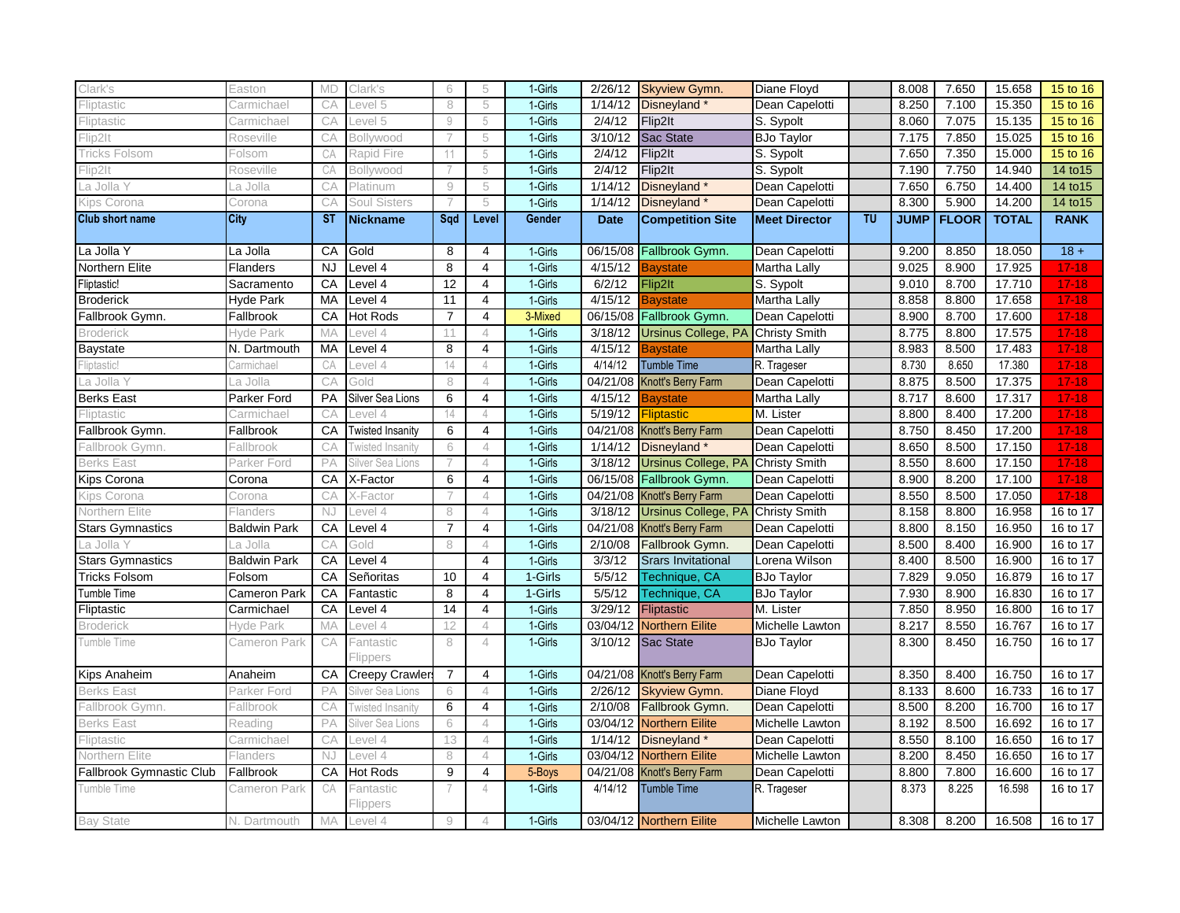| Clark's | Easton | MD | Clark's | 6 | 5 | 1-Girls | 2/26/12 | Skyview Gymn. | Diane Floyd | | 8.008 | 7.650 | 15.658 | 15 to 16 |
|---|---|---|---|---|---|---|---|---|---|---|---|---|---|---|
| Fliptastic | Carmichael | CA | Level 5 | 8 | 5 | 1-Girls | 1/14/12 | Disneyland * | Dean Capelotti | | 8.250 | 7.100 | 15.350 | 15 to 16 |
| Fliptastic | Carmichael | CA | Level 5 | 9 | 5 | 1-Girls | 2/4/12 | Flip2It | S. Sypolt | | 8.060 | 7.075 | 15.135 | 15 to 16 |
| Flip2It | Roseville | CA | Bollywood | 7 | 5 | 1-Girls | 3/10/12 | Sac State | BJo Taylor | | 7.175 | 7.850 | 15.025 | 15 to 16 |
| Tricks Folsom | Folsom | CA | Rapid Fire | 11 | 5 | 1-Girls | 2/4/12 | Flip2It | S. Sypolt | | 7.650 | 7.350 | 15.000 | 15 to 16 |
| Flip2It | Roseville | CA | Bollywood | 7 | 5 | 1-Girls | 2/4/12 | Flip2It | S. Sypolt | | 7.190 | 7.750 | 14.940 | 14 to15 |
| La Jolla Y | La Jolla | CA | Platinum | 9 | 5 | 1-Girls | 1/14/12 | Disneyland * | Dean Capelotti | | 7.650 | 6.750 | 14.400 | 14 to15 |
| Kips Corona | Corona | CA | Soul Sisters | 7 | 5 | 1-Girls | 1/14/12 | Disneyland * | Dean Capelotti | | 8.300 | 5.900 | 14.200 | 14 to15 |
| **Club short name** | **City** | **ST** | **Nickname** | **Sqd** | **Level** | **Gender** | **Date** | **Competition Site** | **Meet Director** | **TU** | **JUMP** | **FLOOR** | **TOTAL** | **RANK** |
| La Jolla Y | La Jolla | CA | Gold | 8 | 4 | 1-Girls | 06/15/08 | Fallbrook Gymn. | Dean Capelotti | | 9.200 | 8.850 | 18.050 | 18 + |
| Northern Elite | Flanders | NJ | Level 4 | 8 | 4 | 1-Girls | 4/15/12 | Baystate | Martha Lally | | 9.025 | 8.900 | 17.925 | 17-18 |
| Fliptastic! | Sacramento | CA | Level 4 | 12 | 4 | 1-Girls | 6/2/12 | Flip2It | S. Sypolt | | 9.010 | 8.700 | 17.710 | 17-18 |
| Broderick | Hyde Park | MA | Level 4 | 11 | 4 | 1-Girls | 4/15/12 | Baystate | Martha Lally | | 8.858 | 8.800 | 17.658 | 17-18 |
| Fallbrook Gymn. | Fallbrook | CA | Hot Rods | 7 | 4 | 3-Mixed | 06/15/08 | Fallbrook Gymn. | Dean Capelotti | | 8.900 | 8.700 | 17.600 | 17-18 |
| Broderick | Hyde Park | MA | Level 4 | 11 | 4 | 1-Girls | 3/18/12 | Ursinus College, PA | Christy Smith | | 8.775 | 8.800 | 17.575 | 17-18 |
| Baystate | N. Dartmouth | MA | Level 4 | 8 | 4 | 1-Girls | 4/15/12 | Baystate | Martha Lally | | 8.983 | 8.500 | 17.483 | 17-18 |
| Fliptastic! | Carmichael | CA | Level 4 | 14 | 4 | 1-Girls | 4/14/12 | Tumble Time | R. Trageser | | 8.730 | 8.650 | 17.380 | 17-18 |
| La Jolla Y | La Jolla | CA | Gold | 8 | 4 | 1-Girls | 04/21/08 | Knott's Berry Farm | Dean Capelotti | | 8.875 | 8.500 | 17.375 | 17-18 |
| Berks East | Parker Ford | PA | Silver Sea Lions | 6 | 4 | 1-Girls | 4/15/12 | Baystate | Martha Lally | | 8.717 | 8.600 | 17.317 | 17-18 |
| Fliptastic | Carmichael | CA | Level 4 | 14 | 4 | 1-Girls | 5/19/12 | Fliptastic | M. Lister | | 8.800 | 8.400 | 17.200 | 17-18 |
| Fallbrook Gymn. | Fallbrook | CA | Twisted Insanity | 6 | 4 | 1-Girls | 04/21/08 | Knott's Berry Farm | Dean Capelotti | | 8.750 | 8.450 | 17.200 | 17-18 |
| Fallbrook Gymn. | Fallbrook | CA | Twisted Insanity | 6 | 4 | 1-Girls | 1/14/12 | Disneyland * | Dean Capelotti | | 8.650 | 8.500 | 17.150 | 17-18 |
| Berks East | Parker Ford | PA | Silver Sea Lions | 7 | 4 | 1-Girls | 3/18/12 | Ursinus College, PA | Christy Smith | | 8.550 | 8.600 | 17.150 | 17-18 |
| Kips Corona | Corona | CA | X-Factor | 6 | 4 | 1-Girls | 06/15/08 | Fallbrook Gymn. | Dean Capelotti | | 8.900 | 8.200 | 17.100 | 17-18 |
| Kips Corona | Corona | CA | X-Factor | 7 | 4 | 1-Girls | 04/21/08 | Knott's Berry Farm | Dean Capelotti | | 8.550 | 8.500 | 17.050 | 17-18 |
| Northern Elite | Flanders | NJ | Level 4 | 8 | 4 | 1-Girls | 3/18/12 | Ursinus College, PA | Christy Smith | | 8.158 | 8.800 | 16.958 | 16 to 17 |
| Stars Gymnastics | Baldwin Park | CA | Level 4 | 7 | 4 | 1-Girls | 04/21/08 | Knott's Berry Farm | Dean Capelotti | | 8.800 | 8.150 | 16.950 | 16 to 17 |
| La Jolla Y | La Jolla | CA | Gold | 8 | 4 | 1-Girls | 2/10/08 | Fallbrook Gymn. | Dean Capelotti | | 8.500 | 8.400 | 16.900 | 16 to 17 |
| Stars Gymnastics | Baldwin Park | CA | Level 4 | | 4 | 1-Girls | 3/3/12 | Srars Invitational | Lorena Wilson | | 8.400 | 8.500 | 16.900 | 16 to 17 |
| Tricks Folsom | Folsom | CA | Señoritas | 10 | 4 | 1-Girls | 5/5/12 | Technique, CA | BJo Taylor | | 7.829 | 9.050 | 16.879 | 16 to 17 |
| Tumble Time | Cameron Park | CA | Fantastic | 8 | 4 | 1-Girls | 5/5/12 | Technique, CA | BJo Taylor | | 7.930 | 8.900 | 16.830 | 16 to 17 |
| Fliptastic | Carmichael | CA | Level 4 | 14 | 4 | 1-Girls | 3/29/12 | Fliptastic | M. Lister | | 7.850 | 8.950 | 16.800 | 16 to 17 |
| Broderick | Hyde Park | MA | Level 4 | 12 | 4 | 1-Girls | 03/04/12 | Northern Eilite | Michelle Lawton | | 8.217 | 8.550 | 16.767 | 16 to 17 |
| Tumble Time | Cameron Park | CA | Fantastic Flippers | 8 | 4 | 1-Girls | 3/10/12 | Sac State | BJo Taylor | | 8.300 | 8.450 | 16.750 | 16 to 17 |
| Kips Anaheim | Anaheim | CA | Creepy Crawlers | 7 | 4 | 1-Girls | 04/21/08 | Knott's Berry Farm | Dean Capelotti | | 8.350 | 8.400 | 16.750 | 16 to 17 |
| Berks East | Parker Ford | PA | Silver Sea Lions | 6 | 4 | 1-Girls | 2/26/12 | Skyview Gymn. | Diane Floyd | | 8.133 | 8.600 | 16.733 | 16 to 17 |
| Fallbrook Gymn. | Fallbrook | CA | Twisted Insanity | 6 | 4 | 1-Girls | 2/10/08 | Fallbrook Gymn. | Dean Capelotti | | 8.500 | 8.200 | 16.700 | 16 to 17 |
| Berks East | Reading | PA | Silver Sea Lions | 6 | 4 | 1-Girls | 03/04/12 | Northern Eilite | Michelle Lawton | | 8.192 | 8.500 | 16.692 | 16 to 17 |
| Fliptastic | Carmichael | CA | Level 4 | 13 | 4 | 1-Girls | 1/14/12 | Disneyland * | Dean Capelotti | | 8.550 | 8.100 | 16.650 | 16 to 17 |
| Northern Elite | Flanders | NJ | Level 4 | 8 | 4 | 1-Girls | 03/04/12 | Northern Eilite | Michelle Lawton | | 8.200 | 8.450 | 16.650 | 16 to 17 |
| Fallbrook Gymnastic Club | Fallbrook | CA | Hot Rods | 9 | 4 | 5-Boys | 04/21/08 | Knott's Berry Farm | Dean Capelotti | | 8.800 | 7.800 | 16.600 | 16 to 17 |
| Tumble Time | Cameron Park | CA | Fantastic Flippers | 7 | 4 | 1-Girls | 4/14/12 | Tumble Time | R. Trageser | | 8.373 | 8.225 | 16.598 | 16 to 17 |
| Bay State | N. Dartmouth | MA | Level 4 | 9 | 4 | 1-Girls | 03/04/12 | Northern Eilite | Michelle Lawton | | 8.308 | 8.200 | 16.508 | 16 to 17 |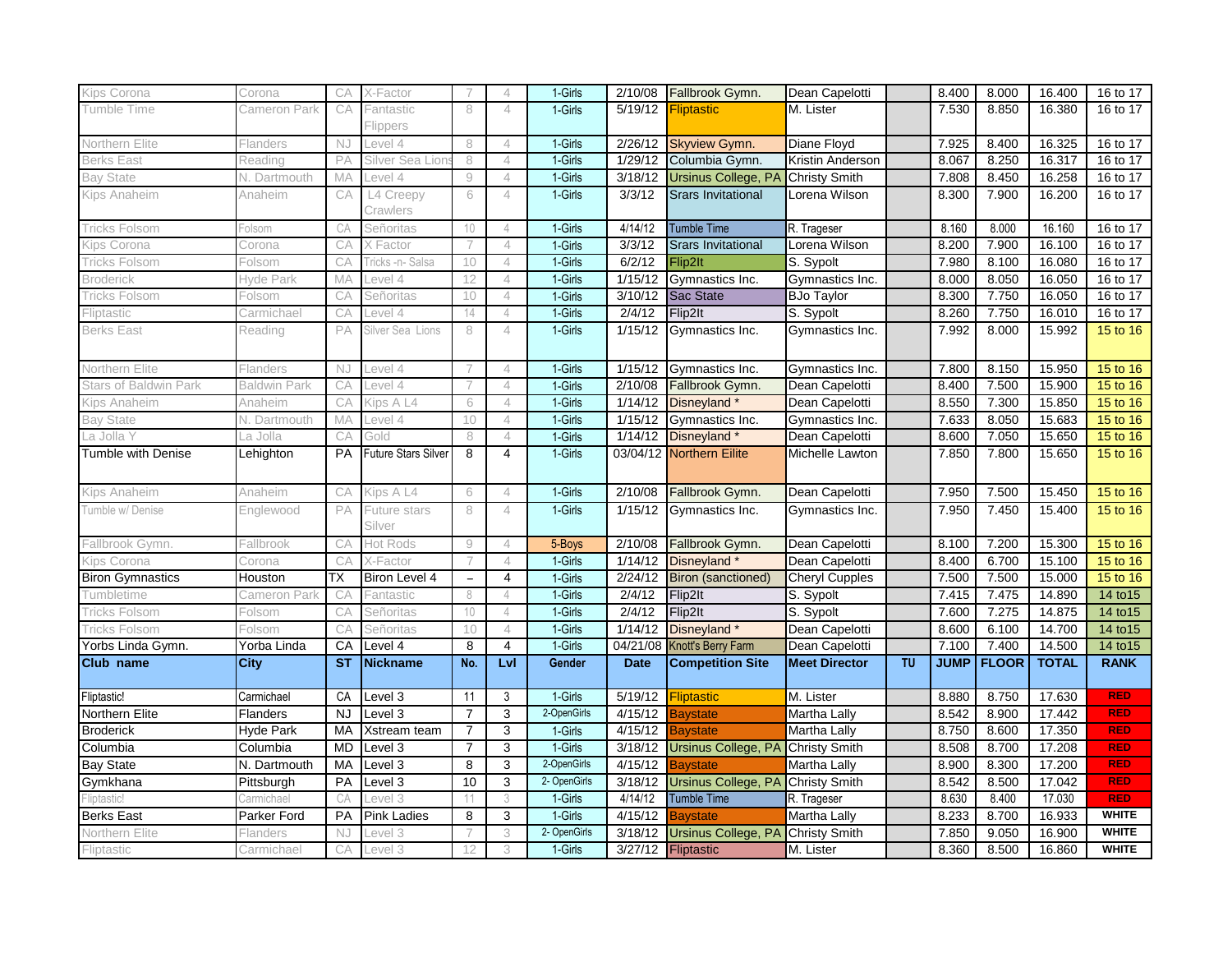| Kips Corona | Corona | CA | X-Factor | 7 | 4 | 1-Girls | 2/10/08 | Fallbrook Gymn. | Dean Capeletti | | 8.400 | 8.000 | 16.400 | 16 to 17 |
|---|---|---|---|---|---|---|---|---|---|---|---|---|---|---|
| Tumble Time | Cameron Park | CA | Fantastic Flippers | 8 | 4 | 1-Girls | 5/19/12 | Fliptastic | M. Lister | | 7.530 | 8.850 | 16.380 | 16 to 17 |
| Northern Elite | Flanders | NJ | Level 4 | 8 | 4 | 1-Girls | 2/26/12 | Skyview Gymn. | Diane Floyd | | 7.925 | 8.400 | 16.325 | 16 to 17 |
| Berks East | Reading | PA | Silver Sea Lions | 8 | 4 | 1-Girls | 1/29/12 | Columbia Gymn. | Kristin Anderson | | 8.067 | 8.250 | 16.317 | 16 to 17 |
| Bay State | N. Dartmouth | MA | Level 4 | 9 | 4 | 1-Girls | 3/18/12 | Ursinus College, PA | Christy Smith | | 7.808 | 8.450 | 16.258 | 16 to 17 |
| Kips Anaheim | Anaheim | CA | L4 Creepy Crawlers | 6 | 4 | 1-Girls | 3/3/12 | Srars Invitational | Lorena Wilson | | 8.300 | 7.900 | 16.200 | 16 to 17 |
| Tricks Folsom | Folsom | CA | Señoritas | 10 | 4 | 1-Girls | 4/14/12 | Tumble Time | R. Trageser | | 8.160 | 8.000 | 16.160 | 16 to 17 |
| Kips Corona | Corona | CA | X Factor | 7 | 4 | 1-Girls | 3/3/12 | Srars Invitational | Lorena Wilson | | 8.200 | 7.900 | 16.100 | 16 to 17 |
| Tricks Folsom | Folsom | CA | Tricks -n- Salsa | 10 | 4 | 1-Girls | 6/2/12 | Flip2It | S. Sypolt | | 7.980 | 8.100 | 16.080 | 16 to 17 |
| Broderick | Hyde Park | MA | Level 4 | 12 | 4 | 1-Girls | 1/15/12 | Gymnastics Inc. | Gymnastics Inc. | | 8.000 | 8.050 | 16.050 | 16 to 17 |
| Tricks Folsom | Folsom | CA | Señoritas | 10 | 4 | 1-Girls | 3/10/12 | Sac State | BJo Taylor | | 8.300 | 7.750 | 16.050 | 16 to 17 |
| Fliptastic | Carmichael | CA | Level 4 | 14 | 4 | 1-Girls | 2/4/12 | Flip2It | S. Sypolt | | 8.260 | 7.750 | 16.010 | 16 to 17 |
| Berks East | Reading | PA | Silver Sea Lions | 8 | 4 | 1-Girls | 1/15/12 | Gymnastics Inc. | Gymnastics Inc. | | 7.992 | 8.000 | 15.992 | 15 to 16 |
| Northern Elite | Flanders | NJ | Level 4 | 7 | 4 | 1-Girls | 1/15/12 | Gymnastics Inc. | Gymnastics Inc. | | 7.800 | 8.150 | 15.950 | 15 to 16 |
| Stars of Baldwin Park | Baldwin Park | CA | Level 4 | 7 | 4 | 1-Girls | 2/10/08 | Fallbrook Gymn. | Dean Capelotti | | 8.400 | 7.500 | 15.900 | 15 to 16 |
| Kips Anaheim | Anaheim | CA | Kips A L4 | 6 | 4 | 1-Girls | 1/14/12 | Disneyland * | Dean Capelotti | | 8.550 | 7.300 | 15.850 | 15 to 16 |
| Bay State | N. Dartmouth | MA | Level 4 | 10 | 4 | 1-Girls | 1/15/12 | Gymnastics Inc. | Gymnastics Inc. | | 7.633 | 8.050 | 15.683 | 15 to 16 |
| La Jolla Y | La Jolla | CA | Gold | 8 | 4 | 1-Girls | 1/14/12 | Disneyland * | Dean Capelotti | | 8.600 | 7.050 | 15.650 | 15 to 16 |
| Tumble with Denise | Lehighton | PA | Future Stars Silver | 8 | 4 | 1-Girls | 03/04/12 | Northern Eilite | Michelle Lawton | | 7.850 | 7.800 | 15.650 | 15 to 16 |
| Kips Anaheim | Anaheim | CA | Kips A L4 | 6 | 4 | 1-Girls | 2/10/08 | Fallbrook Gymn. | Dean Capelotti | | 7.950 | 7.500 | 15.450 | 15 to 16 |
| Tumble w/ Denise | Englewood | PA | Future stars Silver | 8 | 4 | 1-Girls | 1/15/12 | Gymnastics Inc. | Gymnastics Inc. | | 7.950 | 7.450 | 15.400 | 15 to 16 |
| Fallbrook Gymn. | Fallbrook | CA | Hot Rods | 9 | 4 | 5-Boys | 2/10/08 | Fallbrook Gymn. | Dean Capelotti | | 8.100 | 7.200 | 15.300 | 15 to 16 |
| Kips Corona | Corona | CA | X-Factor | 7 | 4 | 1-Girls | 1/14/12 | Disneyland * | Dean Capelotti | | 8.400 | 6.700 | 15.100 | 15 to 16 |
| Biron Gymnastics | Houston | TX | Biron Level 4 | – | 4 | 1-Girls | 2/24/12 | Biron (sanctioned) | Cheryl Cupples | | 7.500 | 7.500 | 15.000 | 15 to 16 |
| Tumbletime | Cameron Park | CA | Fantastic | 8 | 4 | 1-Girls | 2/4/12 | Flip2It | S. Sypolt | | 7.415 | 7.475 | 14.890 | 14 to15 |
| Tricks Folsom | Folsom | CA | Señoritas | 10 | 4 | 1-Girls | 2/4/12 | Flip2It | S. Sypolt | | 7.600 | 7.275 | 14.875 | 14 to15 |
| Tricks Folsom | Folsom | CA | Señoritas | 10 | 4 | 1-Girls | 1/14/12 | Disneyland * | Dean Capelotti | | 8.600 | 6.100 | 14.700 | 14 to15 |
| Yorbs Linda Gymn. | Yorba Linda | CA | Level 4 | 8 | 4 | 1-Girls | 04/21/08 | Knott's Berry Farm | Dean Capelotti | | 7.100 | 7.400 | 14.500 | 14 to15 |
| **Club name** | **City** | **ST** | **Nickname** | **No.** | **Lvl** | **Gender** | **Date** | **Competition Site** | **Meet Director** | **TU** | **JUMP** | **FLOOR** | **TOTAL** | **RANK** |
| Fliptastic! | Carmichael | CA | Level 3 | 11 | 3 | 1-Girls | 5/19/12 | Fliptastic | M. Lister | | 8.880 | 8.750 | 17.630 | RED |
| Northern Elite | Flanders | NJ | Level 3 | 7 | 3 | 2-OpenGirls | 4/15/12 | Baystate | Martha Lally | | 8.542 | 8.900 | 17.442 | RED |
| Broderick | Hyde Park | MA | Xstream team | 7 | 3 | 1-Girls | 4/15/12 | Baystate | Martha Lally | | 8.750 | 8.600 | 17.350 | RED |
| Columbia | Columbia | MD | Level 3 | 7 | 3 | 1-Girls | 3/18/12 | Ursinus College, PA | Christy Smith | | 8.508 | 8.700 | 17.208 | RED |
| Bay State | N. Dartmouth | MA | Level 3 | 8 | 3 | 2-OpenGirls | 4/15/12 | Baystate | Martha Lally | | 8.900 | 8.300 | 17.200 | RED |
| Gymkhana | Pittsburgh | PA | Level 3 | 10 | 3 | 2- OpenGirls | 3/18/12 | Ursinus College, PA | Christy Smith | | 8.542 | 8.500 | 17.042 | RED |
| Fliptastic! | Carmichael | CA | Level 3 | 11 | 3 | 1-Girls | 4/14/12 | Tumble Time | R. Trageser | | 8.630 | 8.400 | 17.030 | RED |
| Berks East | Parker Ford | PA | Pink Ladies | 8 | 3 | 1-Girls | 4/15/12 | Baystate | Martha Lally | | 8.233 | 8.700 | 16.933 | WHITE |
| Northern Elite | Flanders | NJ | Level 3 | 7 | 3 | 2- OpenGirls | 3/18/12 | Ursinus College, PA | Christy Smith | | 7.850 | 9.050 | 16.900 | WHITE |
| Fliptastic | Carmichael | CA | Level 3 | 12 | 3 | 1-Girls | 3/27/12 | Fliptastic | M. Lister | | 8.360 | 8.500 | 16.860 | WHITE |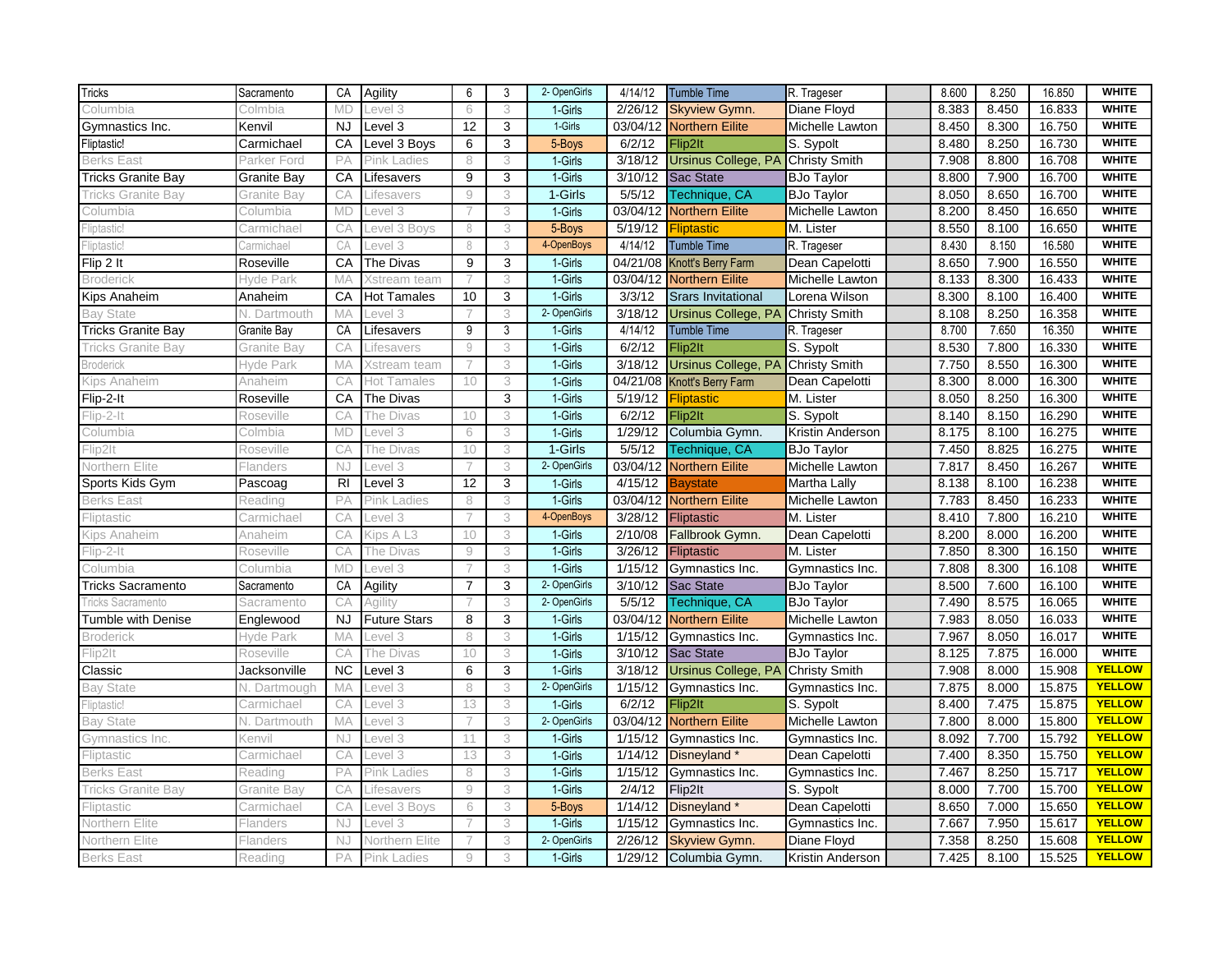| Tricks | Sacramento | CA | Agility | 6 | 3 | 2- OpenGirls | 4/14/12 | Tumble Time | R. Trageser | | 8.600 | 8.250 | 16.850 | WHITE |
|---|---|---|---|---|---|---|---|---|---|---|---|---|---|---|
| Columbia | Colmbia | MD | Level 3 | 6 | 3 | 1-Girls | 2/26/12 | Skyview Gymn. | Diane Floyd | | 8.383 | 8.450 | 16.833 | WHITE |
| Gymnastics Inc. | Kenvil | NJ | Level 3 | 12 | 3 | 1-Girls | 03/04/12 | Northern Eilite | Michelle Lawton | | 8.450 | 8.300 | 16.750 | WHITE |
| Fliptastic! | Carmichael | CA | Level 3 Boys | 6 | 3 | 5-Boys | 6/2/12 | Flip2It | S. Sypolt | | 8.480 | 8.250 | 16.730 | WHITE |
| Berks East | Parker Ford | PA | Pink Ladies | 8 | 3 | 1-Girls | 3/18/12 | Ursinus College, PA | Christy Smith | | 7.908 | 8.800 | 16.708 | WHITE |
| Tricks Granite Bay | Granite Bay | CA | Lifesavers | 9 | 3 | 1-Girls | 3/10/12 | Sac State | BJo Taylor | | 8.800 | 7.900 | 16.700 | WHITE |
| Tricks Granite Bay | Granite Bay | CA | Lifesavers | 9 | 3 | 1-Girls | 5/5/12 | Technique, CA | BJo Taylor | | 8.050 | 8.650 | 16.700 | WHITE |
| Columbia | Columbia | MD | Level 3 | 7 | 3 | 1-Girls | 03/04/12 | Northern Eilite | Michelle Lawton | | 8.200 | 8.450 | 16.650 | WHITE |
| Fliptastic! | Carmichael | CA | Level 3 Boys | 8 | 3 | 5-Boys | 5/19/12 | Fliptastic | M. Lister | | 8.550 | 8.100 | 16.650 | WHITE |
| Fliptastic! | Carmichael | CA | Level 3 | 8 | 3 | 4-OpenBoys | 4/14/12 | Tumble Time | R. Trageser | | 8.430 | 8.150 | 16.580 | WHITE |
| Flip 2 It | Roseville | CA | The Divas | 9 | 3 | 1-Girls | 04/21/08 | Knott's Berry Farm | Dean Capelotti | | 8.650 | 7.900 | 16.550 | WHITE |
| Broderick | Hyde Park | MA | Xstream team | 7 | 3 | 1-Girls | 03/04/12 | Northern Eilite | Michelle Lawton | | 8.133 | 8.300 | 16.433 | WHITE |
| Kips Anaheim | Anaheim | CA | Hot Tamales | 10 | 3 | 1-Girls | 3/3/12 | Srars Invitational | Lorena Wilson | | 8.300 | 8.100 | 16.400 | WHITE |
| Bay State | N. Dartmouth | MA | Level 3 | 7 | 3 | 2- OpenGirls | 3/18/12 | Ursinus College, PA | Christy Smith | | 8.108 | 8.250 | 16.358 | WHITE |
| Tricks Granite Bay | Granite Bay | CA | Lifesavers | 9 | 3 | 1-Girls | 4/14/12 | Tumble Time | R. Trageser | | 8.700 | 7.650 | 16.350 | WHITE |
| Tricks Granite Bay | Granite Bay | CA | Lifesavers | 9 | 3 | 1-Girls | 6/2/12 | Flip2It | S. Sypolt | | 8.530 | 7.800 | 16.330 | WHITE |
| Broderick | Hyde Park | MA | Xstream team | 7 | 3 | 1-Girls | 3/18/12 | Ursinus College, PA | Christy Smith | | 7.750 | 8.550 | 16.300 | WHITE |
| Kips Anaheim | Anaheim | CA | Hot Tamales | 10 | 3 | 1-Girls | 04/21/08 | Knott's Berry Farm | Dean Capelotti | | 8.300 | 8.000 | 16.300 | WHITE |
| Flip-2-It | Roseville | CA | The Divas | | 3 | 1-Girls | 5/19/12 | Fliptastic | M. Lister | | 8.050 | 8.250 | 16.300 | WHITE |
| Flip-2-It | Roseville | CA | The Divas | 10 | 3 | 1-Girls | 6/2/12 | Flip2It | S. Sypolt | | 8.140 | 8.150 | 16.290 | WHITE |
| Columbia | Colmbia | MD | Level 3 | 6 | 3 | 1-Girls | 1/29/12 | Columbia Gymn. | Kristin Anderson | | 8.175 | 8.100 | 16.275 | WHITE |
| Flip2It | Roseville | CA | The Divas | 10 | 3 | 1-Girls | 5/5/12 | Technique, CA | BJo Taylor | | 7.450 | 8.825 | 16.275 | WHITE |
| Northern Elite | Flanders | NJ | Level 3 | 7 | 3 | 2- OpenGirls | 03/04/12 | Northern Eilite | Michelle Lawton | | 7.817 | 8.450 | 16.267 | WHITE |
| Sports Kids Gym | Pascoag | RI | Level 3 | 12 | 3 | 1-Girls | 4/15/12 | Baystate | Martha Lally | | 8.138 | 8.100 | 16.238 | WHITE |
| Berks East | Reading | PA | Pink Ladies | 8 | 3 | 1-Girls | 03/04/12 | Northern Eilite | Michelle Lawton | | 7.783 | 8.450 | 16.233 | WHITE |
| Fliptastic | Carmichael | CA | Level 3 | 7 | 3 | 4-OpenBoys | 3/28/12 | Fliptastic | M. Lister | | 8.410 | 7.800 | 16.210 | WHITE |
| Kips Anaheim | Anaheim | CA | Kips A L3 | 10 | 3 | 1-Girls | 2/10/08 | Fallbrook Gymn. | Dean Capelotti | | 8.200 | 8.000 | 16.200 | WHITE |
| Flip-2-It | Roseville | CA | The Divas | 9 | 3 | 1-Girls | 3/26/12 | Fliptastic | M. Lister | | 7.850 | 8.300 | 16.150 | WHITE |
| Columbia | Columbia | MD | Level 3 | 7 | 3 | 1-Girls | 1/15/12 | Gymnastics Inc. | Gymnastics Inc. | | 7.808 | 8.300 | 16.108 | WHITE |
| Tricks Sacramento | Sacramento | CA | Agility | 7 | 3 | 2- OpenGirls | 3/10/12 | Sac State | BJo Taylor | | 8.500 | 7.600 | 16.100 | WHITE |
| Tricks Sacramento | Sacramento | CA | Agility | 7 | 3 | 2- OpenGirls | 5/5/12 | Technique, CA | BJo Taylor | | 7.490 | 8.575 | 16.065 | WHITE |
| Tumble with Denise | Englewood | NJ | Future Stars | 8 | 3 | 1-Girls | 03/04/12 | Northern Eilite | Michelle Lawton | | 7.983 | 8.050 | 16.033 | WHITE |
| Broderick | Hyde Park | MA | Level 3 | 8 | 3 | 1-Girls | 1/15/12 | Gymnastics Inc. | Gymnastics Inc. | | 7.967 | 8.050 | 16.017 | WHITE |
| Flip2It | Roseville | CA | The Divas | 10 | 3 | 1-Girls | 3/10/12 | Sac State | BJo Taylor | | 8.125 | 7.875 | 16.000 | WHITE |
| Classic | Jacksonville | NC | Level 3 | 6 | 3 | 1-Girls | 3/18/12 | Ursinus College, PA | Christy Smith | | 7.908 | 8.000 | 15.908 | YELLOW |
| Bay State | N. Dartmough | MA | Level 3 | 8 | 3 | 2- OpenGirls | 1/15/12 | Gymnastics Inc. | Gymnastics Inc. | | 7.875 | 8.000 | 15.875 | YELLOW |
| Fliptastic! | Carmichael | CA | Level 3 | 13 | 3 | 1-Girls | 6/2/12 | Flip2It | S. Sypolt | | 8.400 | 7.475 | 15.875 | YELLOW |
| Bay State | N. Dartmouth | MA | Level 3 | 7 | 3 | 2- OpenGirls | 03/04/12 | Northern Eilite | Michelle Lawton | | 7.800 | 8.000 | 15.800 | YELLOW |
| Gymnastics Inc. | Kenvil | NJ | Level 3 | 11 | 3 | 1-Girls | 1/15/12 | Gymnastics Inc. | Gymnastics Inc. | | 8.092 | 7.700 | 15.792 | YELLOW |
| Fliptastic | Carmichael | CA | Level 3 | 13 | 3 | 1-Girls | 1/14/12 | Disneyland * | Dean Capelotti | | 7.400 | 8.350 | 15.750 | YELLOW |
| Berks East | Reading | PA | Pink Ladies | 8 | 3 | 1-Girls | 1/15/12 | Gymnastics Inc. | Gymnastics Inc. | | 7.467 | 8.250 | 15.717 | YELLOW |
| Tricks Granite Bay | Granite Bay | CA | Lifesavers | 9 | 3 | 1-Girls | 2/4/12 | Flip2It | S. Sypolt | | 8.000 | 7.700 | 15.700 | YELLOW |
| Fliptastic | Carmichael | CA | Level 3 Boys | 6 | 3 | 5-Boys | 1/14/12 | Disneyland * | Dean Capelotti | | 8.650 | 7.000 | 15.650 | YELLOW |
| Northern Elite | Flanders | NJ | Level 3 | 7 | 3 | 1-Girls | 1/15/12 | Gymnastics Inc. | Gymnastics Inc. | | 7.667 | 7.950 | 15.617 | YELLOW |
| Northern Elite | Flanders | NJ | Northern Elite | 7 | 3 | 2- OpenGirls | 2/26/12 | Skyview Gymn. | Diane Floyd | | 7.358 | 8.250 | 15.608 | YELLOW |
| Berks East | Reading | PA | Pink Ladies | 9 | 3 | 1-Girls | 1/29/12 | Columbia Gymn. | Kristin Anderson | | 7.425 | 8.100 | 15.525 | YELLOW |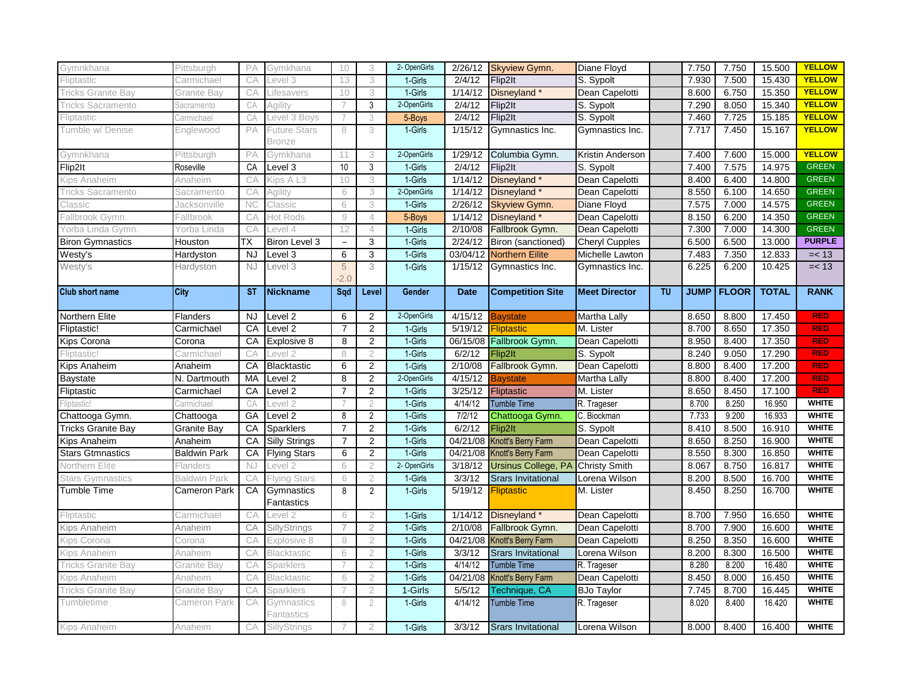| Gymnkhana | Pittsburgh | PA | Gymkhana | 10 | 3 | 2- OpenGirls | 2/26/12 | Skyview Gymn. | Diane Floyd | | 7.750 | 7.750 | 15.500 | YELLOW |
|---|---|---|---|---|---|---|---|---|---|---|---|---|---|---|
| Fliptastic | Carmichael | CA | Level 3 | 13 | 3 | 1-Girls | 2/4/12 | Flip2It | S. Sypolt | | 7.930 | 7.500 | 15.430 | YELLOW |
| Tricks Granite Bay | Granite Bay | CA | Lifesavers | 10 | 3 | 1-Girls | 1/14/12 | Disneyland * | Dean Capelotti | | 8.600 | 6.750 | 15.350 | YELLOW |
| Tricks Sacramento | Sacramento | CA | Agility | 7 | 3 | 2-OpenGirls | 2/4/12 | Flip2It | S. Sypolt | | 7.290 | 8.050 | 15.340 | YELLOW |
| Fliptastic | Carmichael | CA | Level 3 Boys | 7 | 3 | 5-Boys | 2/4/12 | Flip2It | S. Sypolt | | 7.460 | 7.725 | 15.185 | YELLOW |
| Tumble w/ Denise | Englewood | PA | Future Stars Bronze | 8 | 3 | 1-Girls | 1/15/12 | Gymnastics Inc. | Gymnastics Inc. | | 7.717 | 7.450 | 15.167 | YELLOW |
| Gymnkhana | Pittsburgh | PA | Gymkhana | 11 | 3 | 2-OpenGirls | 1/29/12 | Columbia Gymn. | Kristin Anderson | | 7.400 | 7.600 | 15.000 | YELLOW |
| Flip2It | Roseville | CA | Level 3 | 10 | 3 | 1-Girls | 2/4/12 | Flip2It | S. Sypolt | | 7.400 | 7.575 | 14.975 | GREEN |
| Kips Anaheim | Anaheim | CA | Kips A L3 | 10 | 3 | 1-Girls | 1/14/12 | Disneyland * | Dean Capelotti | | 8.400 | 6.400 | 14.800 | GREEN |
| Tricks Sacramento | Sacramento | CA | Agility | 6 | 3 | 2-OpenGirls | 1/14/12 | Disneyland * | Dean Capelotti | | 8.550 | 6.100 | 14.650 | GREEN |
| Classic | Jacksonville | NC | Classic | 6 | 3 | 1-Girls | 2/26/12 | Skyview Gymn. | Diane Floyd | | 7.575 | 7.000 | 14.575 | GREEN |
| Fallbrook Gymn. | Fallbrook | CA | Hot Rods | 9 | 4 | 5-Boys | 1/14/12 | Disneyland * | Dean Capelotti | | 8.150 | 6.200 | 14.350 | GREEN |
| Yorba Linda Gymn. | Yorba Linda | CA | Level 4 | 12 | 4 | 1-Girls | 2/10/08 | Fallbrook Gymn. | Dean Capelotti | | 7.300 | 7.000 | 14.300 | GREEN |
| Biron Gymnastics | Houston | TX | Biron Level 3 | – | 3 | 1-Girls | 2/24/12 | Biron (sanctioned) | Cheryl Cupples | | 6.500 | 6.500 | 13.000 | PURPLE |
| Westy's | Hardyston | NJ | Level 3 | 6 | 3 | 1-Girls | 03/04/12 | Northern Eilite | Michelle Lawton | | 7.483 | 7.350 | 12.833 | =< 13 |
| Westy's | Hardyston | NJ | Level 3 | 5 -2.0 | 3 | 1-Girls | 1/15/12 | Gymnastics Inc. | Gymnastics Inc. | | 6.225 | 6.200 | 10.425 | =< 13 |
| **Club short name** | **City** | **ST** | **Nickname** | **Sqd** | **Level** | **Gender** | **Date** | **Competition Site** | **Meet Director** | **TU** | **JUMP** | **FLOOR** | **TOTAL** | **RANK** |
| Northern Elite | Flanders | NJ | Level 2 | 6 | 2 | 2-OpenGirls | 4/15/12 | Baystate | Martha Lally | | 8.650 | 8.800 | 17.450 | RED |
| Fliptastic! | Carmichael | CA | Level 2 | 7 | 2 | 1-Girls | 5/19/12 | Fliptastic | M. Lister | | 8.700 | 8.650 | 17.350 | RED |
| Kips Corona | Corona | CA | Explosive 8 | 8 | 2 | 1-Girls | 06/15/08 | Fallbrook Gymn. | Dean Capelotti | | 8.950 | 8.400 | 17.350 | RED |
| Fliptastic! | Carmichael | CA | Level 2 | 8 | 2 | 1-Girls | 6/2/12 | Flip2It | S. Sypolt | | 8.240 | 9.050 | 17.290 | RED |
| Kips Anaheim | Anaheim | CA | Blacktastic | 6 | 2 | 1-Girls | 2/10/08 | Fallbrook Gymn. | Dean Capelotti | | 8.800 | 8.400 | 17.200 | RED |
| Baystate | N. Dartmouth | MA | Level 2 | 8 | 2 | 2-OpenGirls | 4/15/12 | Baystate | Martha Lally | | 8.800 | 8.400 | 17.200 | RED |
| Fliptastic | Carmichael | CA | Level 2 | 7 | 2 | 1-Girls | 3/25/12 | Fliptastic | M. Lister | | 8.650 | 8.450 | 17.100 | RED |
| Fliptastic! | Carmichael | CA | Level 2 | 7 | 2 | 1-Girls | 4/14/12 | Tumble Time | R. Trageser | | 8.700 | 8.250 | 16.950 | WHITE |
| Chattooga Gymn. | Chattooga | GA | Level 2 | 8 | 2 | 1-Girls | 7/2/12 | Chattooga Gymn. | C. Biockman | | 7.733 | 9.200 | 16.933 | WHITE |
| Tricks Granite Bay | Granite Bay | CA | Sparklers | 7 | 2 | 1-Girls | 6/2/12 | Flip2It | S. Sypolt | | 8.410 | 8.500 | 16.910 | WHITE |
| Kips Anaheim | Anaheim | CA | Silly Strings | 7 | 2 | 1-Girls | 04/21/08 | Knott's Berry Farm | Dean Capelotti | | 8.650 | 8.250 | 16.900 | WHITE |
| Stars Gtmnastics | Baldwin Park | CA | Flying Stars | 6 | 2 | 1-Girls | 04/21/08 | Knott's Berry Farm | Dean Capelotti | | 8.550 | 8.300 | 16.850 | WHITE |
| Northern Elite | Flanders | NJ | Level 2 | 6 | 2 | 2- OpenGirls | 3/18/12 | Ursinus College, PA | Christy Smith | | 8.067 | 8.750 | 16.817 | WHITE |
| Stars Gymnastics | Baldwin Park | CA | Flying Stars | 6 | 2 | 1-Girls | 3/3/12 | Srars Invitational | Lorena Wilson | | 8.200 | 8.500 | 16.700 | WHITE |
| Tumble Time | Cameron Park | CA | Gymnastics Fantastics | 8 | 2 | 1-Girls | 5/19/12 | Fliptastic | M. Lister | | 8.450 | 8.250 | 16.700 | WHITE |
| Fliptastic | Carmichael | CA | Level 2 | 6 | 2 | 1-Girls | 1/14/12 | Disneyland * | Dean Capelotti | | 8.700 | 7.950 | 16.650 | WHITE |
| Kips Anaheim | Anaheim | CA | SillyStrings | 7 | 2 | 1-Girls | 2/10/08 | Fallbrook Gymn. | Dean Capelotti | | 8.700 | 7.900 | 16.600 | WHITE |
| Kips Corona | Corona | CA | Explosive 8 | 8 | 2 | 1-Girls | 04/21/08 | Knott's Berry Farm | Dean Capelotti | | 8.250 | 8.350 | 16.600 | WHITE |
| Kips Anaheim | Anaheim | CA | Blacktastic | 6 | 2 | 1-Girls | 3/3/12 | Srars Invitational | Lorena Wilson | | 8.200 | 8.300 | 16.500 | WHITE |
| Tricks Granite Bay | Granite Bay | CA | Sparklers | 7 | 2 | 1-Girls | 4/14/12 | Tumble Time | R. Trageser | | 8.280 | 8.200 | 16.480 | WHITE |
| Kips Anaheim | Anaheim | CA | Blacktastic | 6 | 2 | 1-Girls | 04/21/08 | Knott's Berry Farm | Dean Capelotti | | 8.450 | 8.000 | 16.450 | WHITE |
| Tricks Granite Bay | Granite Bay | CA | Sparklers | 7 | 2 | 1-Girls | 5/5/12 | Technique, CA | BJo Taylor | | 7.745 | 8.700 | 16.445 | WHITE |
| Tumbletime | Cameron Park | CA | Gymnastics Fantastics | 8 | 2 | 1-Girls | 4/14/12 | Tumble Time | R. Trageser | | 8.020 | 8.400 | 16.420 | WHITE |
| Kips Anaheim | Anaheim | CA | SillyStrings | 7 | 2 | 1-Girls | 3/3/12 | Srars Invitational | Lorena Wilson | | 8.000 | 8.400 | 16.400 | WHITE |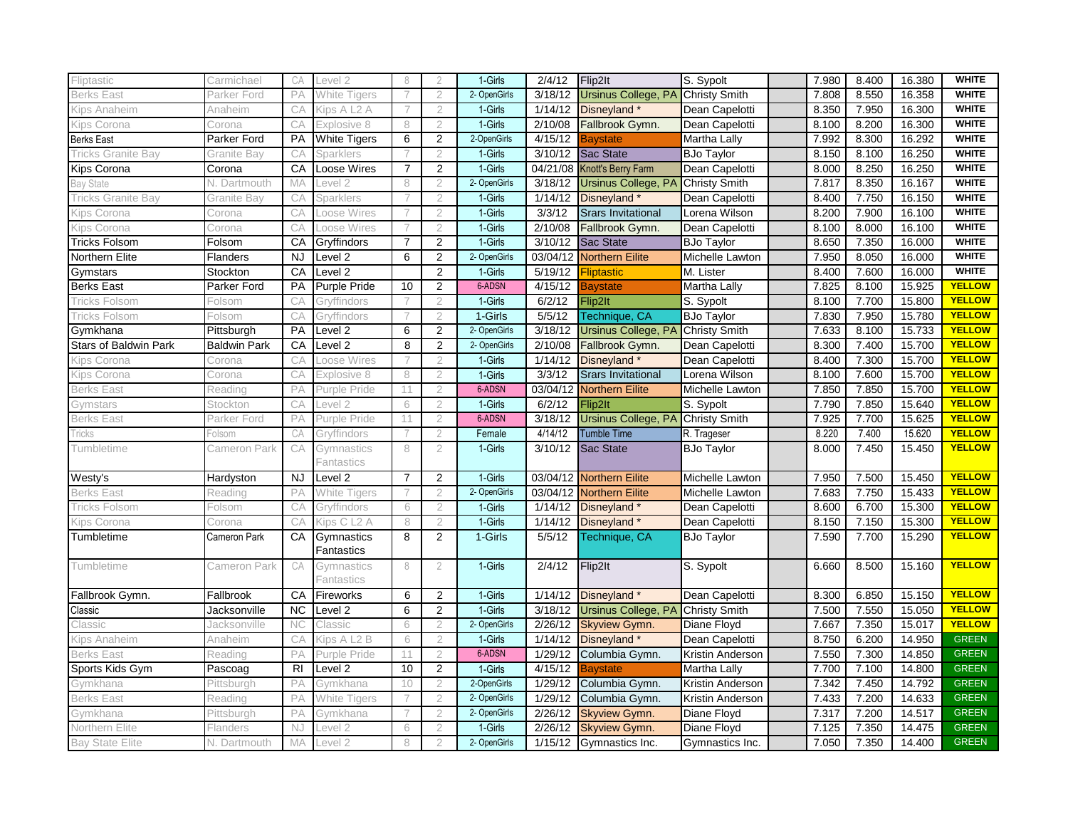| | | | | | | | | | | | | | | |
|---|---|---|---|---|---|---|---|---|---|---|---|---|---|---|
| Fliptastic | Carmichael | CA | Level 2 | 8 | 2 | 1-Girls | 2/4/12 | Flip2It | S. Sypolt | | 7.980 | 8.400 | 16.380 | WHITE |
| Berks East | Parker Ford | PA | White Tigers | 7 | 2 | 2- OpenGirls | 3/18/12 | Ursinus College, PA | Christy Smith | | 7.808 | 8.550 | 16.358 | WHITE |
| Kips Anaheim | Anaheim | CA | Kips A L2 A | 7 | 2 | 1-Girls | 1/14/12 | Disneyland * | Dean Capelotti | | 8.350 | 7.950 | 16.300 | WHITE |
| Kips Corona | Corona | CA | Explosive 8 | 8 | 2 | 1-Girls | 2/10/08 | Fallbrook Gymn. | Dean Capelotti | | 8.100 | 8.200 | 16.300 | WHITE |
| Berks East | Parker Ford | PA | White Tigers | 6 | 2 | 2-OpenGirls | 4/15/12 | Baystate | Martha Lally | | 7.992 | 8.300 | 16.292 | WHITE |
| Tricks Granite Bay | Granite Bay | CA | Sparklers | 7 | 2 | 1-Girls | 3/10/12 | Sac State | BJo Taylor | | 8.150 | 8.100 | 16.250 | WHITE |
| Kips Corona | Corona | CA | Loose Wires | 7 | 2 | 1-Girls | 04/21/08 | Knott's Berry Farm | Dean Capelotti | | 8.000 | 8.250 | 16.250 | WHITE |
| Bay State | N. Dartmouth | MA | Level 2 | 8 | 2 | 2- OpenGirls | 3/18/12 | Ursinus College, PA | Christy Smith | | 7.817 | 8.350 | 16.167 | WHITE |
| Tricks Granite Bay | Granite Bay | CA | Sparklers | 7 | 2 | 1-Girls | 1/14/12 | Disneyland * | Dean Capelotti | | 8.400 | 7.750 | 16.150 | WHITE |
| Kips Corona | Corona | CA | Loose Wires | 7 | 2 | 1-Girls | 3/3/12 | Srars Invitational | Lorena Wilson | | 8.200 | 7.900 | 16.100 | WHITE |
| Kips Corona | Corona | CA | Loose Wires | 7 | 2 | 1-Girls | 2/10/08 | Fallbrook Gymn. | Dean Capelotti | | 8.100 | 8.000 | 16.100 | WHITE |
| Tricks Folsom | Folsom | CA | Gryffindors | 7 | 2 | 1-Girls | 3/10/12 | Sac State | BJo Taylor | | 8.650 | 7.350 | 16.000 | WHITE |
| Northern Elite | Flanders | NJ | Level 2 | 6 | 2 | 2- OpenGirls | 03/04/12 | Northern Eilite | Michelle Lawton | | 7.950 | 8.050 | 16.000 | WHITE |
| Gymstars | Stockton | CA | Level 2 | | 2 | 1-Girls | 5/19/12 | Fliptastic | M. Lister | | 8.400 | 7.600 | 16.000 | WHITE |
| Berks East | Parker Ford | PA | Purple Pride | 10 | 2 | 6-ADSN | 4/15/12 | Baystate | Martha Lally | | 7.825 | 8.100 | 15.925 | YELLOW |
| Tricks Folsom | Folsom | CA | Gryffindors | 7 | 2 | 1-Girls | 6/2/12 | Flip2It | S. Sypolt | | 8.100 | 7.700 | 15.800 | YELLOW |
| Tricks Folsom | Folsom | CA | Gryffindors | 7 | 2 | 1-Girls | 5/5/12 | Technique, CA | BJo Taylor | | 7.830 | 7.950 | 15.780 | YELLOW |
| Gymkhana | Pittsburgh | PA | Level 2 | 6 | 2 | 2- OpenGirls | 3/18/12 | Ursinus College, PA | Christy Smith | | 7.633 | 8.100 | 15.733 | YELLOW |
| Stars of Baldwin Park | Baldwin Park | CA | Level 2 | 8 | 2 | 2- OpenGirls | 2/10/08 | Fallbrook Gymn. | Dean Capelotti | | 8.300 | 7.400 | 15.700 | YELLOW |
| Kips Corona | Corona | CA | Loose Wires | 7 | 2 | 1-Girls | 1/14/12 | Disneyland * | Dean Capelotti | | 8.400 | 7.300 | 15.700 | YELLOW |
| Kips Corona | Corona | CA | Explosive 8 | 8 | 2 | 1-Girls | 3/3/12 | Srars Invitational | Lorena Wilson | | 8.100 | 7.600 | 15.700 | YELLOW |
| Berks East | Reading | PA | Purple Pride | 11 | 2 | 6-ADSN | 03/04/12 | Northern Eilite | Michelle Lawton | | 7.850 | 7.850 | 15.700 | YELLOW |
| Gymstars | Stockton | CA | Level 2 | 6 | 2 | 1-Girls | 6/2/12 | Flip2It | S. Sypolt | | 7.790 | 7.850 | 15.640 | YELLOW |
| Berks East | Parker Ford | PA | Purple Pride | 11 | 2 | 6-ADSN | 3/18/12 | Ursinus College, PA | Christy Smith | | 7.925 | 7.700 | 15.625 | YELLOW |
| Tricks | Folsom | CA | Gryffindors | 7 | 2 | Female | 4/14/12 | Tumble Time | R. Trageser | | 8.220 | 7.400 | 15.620 | YELLOW |
| Tumbletime | Cameron Park | CA | Gymnastics Fantastics | 8 | 2 | 1-Girls | 3/10/12 | Sac State | BJo Taylor | | 8.000 | 7.450 | 15.450 | YELLOW |
| Westy's | Hardyston | NJ | Level 2 | 7 | 2 | 1-Girls | 03/04/12 | Northern Eilite | Michelle Lawton | | 7.950 | 7.500 | 15.450 | YELLOW |
| Berks East | Reading | PA | White Tigers | 7 | 2 | 2- OpenGirls | 03/04/12 | Northern Eilite | Michelle Lawton | | 7.683 | 7.750 | 15.433 | YELLOW |
| Tricks Folsom | Folsom | CA | Gryffindors | 6 | 2 | 1-Girls | 1/14/12 | Disneyland * | Dean Capelotti | | 8.600 | 6.700 | 15.300 | YELLOW |
| Kips Corona | Corona | CA | Kips C L2 A | 8 | 2 | 1-Girls | 1/14/12 | Disneyland * | Dean Capelotti | | 8.150 | 7.150 | 15.300 | YELLOW |
| Tumbletime | Cameron Park | CA | Gymnastics Fantastics | 8 | 2 | 1-Girls | 5/5/12 | Technique, CA | BJo Taylor | | 7.590 | 7.700 | 15.290 | YELLOW |
| Tumbletime | Cameron Park | CA | Gymnastics Fantastics | 8 | 2 | 1-Girls | 2/4/12 | Flip2It | S. Sypolt | | 6.660 | 8.500 | 15.160 | YELLOW |
| Fallbrook Gymn. | Fallbrook | CA | Fireworks | 6 | 2 | 1-Girls | 1/14/12 | Disneyland * | Dean Capelotti | | 8.300 | 6.850 | 15.150 | YELLOW |
| Classic | Jacksonville | NC | Level 2 | 6 | 2 | 1-Girls | 3/18/12 | Ursinus College, PA | Christy Smith | | 7.500 | 7.550 | 15.050 | YELLOW |
| Classic | Jacksonville | NC | Classic | 6 | 2 | 2- OpenGirls | 2/26/12 | Skyview Gymn. | Diane Floyd | | 7.667 | 7.350 | 15.017 | YELLOW |
| Kips Anaheim | Anaheim | CA | Kips A L2 B | 6 | 2 | 1-Girls | 1/14/12 | Disneyland * | Dean Capelotti | | 8.750 | 6.200 | 14.950 | GREEN |
| Berks East | Reading | PA | Purple Pride | 11 | 2 | 6-ADSN | 1/29/12 | Columbia Gymn. | Kristin Anderson | | 7.550 | 7.300 | 14.850 | GREEN |
| Sports Kids Gym | Pascoag | RI | Level 2 | 10 | 2 | 1-Girls | 4/15/12 | Baystate | Martha Lally | | 7.700 | 7.100 | 14.800 | GREEN |
| Gymkhana | Pittsburgh | PA | Gymkhana | 10 | 2 | 2-OpenGirls | 1/29/12 | Columbia Gymn. | Kristin Anderson | | 7.342 | 7.450 | 14.792 | GREEN |
| Berks East | Reading | PA | White Tigers | 7 | 2 | 2- OpenGirls | 1/29/12 | Columbia Gymn. | Kristin Anderson | | 7.433 | 7.200 | 14.633 | GREEN |
| Gymkhana | Pittsburgh | PA | Gymkhana | 7 | 2 | 2- OpenGirls | 2/26/12 | Skyview Gymn. | Diane Floyd | | 7.317 | 7.200 | 14.517 | GREEN |
| Northern Elite | Flanders | NJ | Level 2 | 6 | 2 | 1-Girls | 2/26/12 | Skyview Gymn. | Diane Floyd | | 7.125 | 7.350 | 14.475 | GREEN |
| Bay State Elite | N. Dartmouth | MA | Level 2 | 8 | 2 | 2- OpenGirls | 1/15/12 | Gymnastics Inc. | Gymnastics Inc. | | 7.050 | 7.350 | 14.400 | GREEN |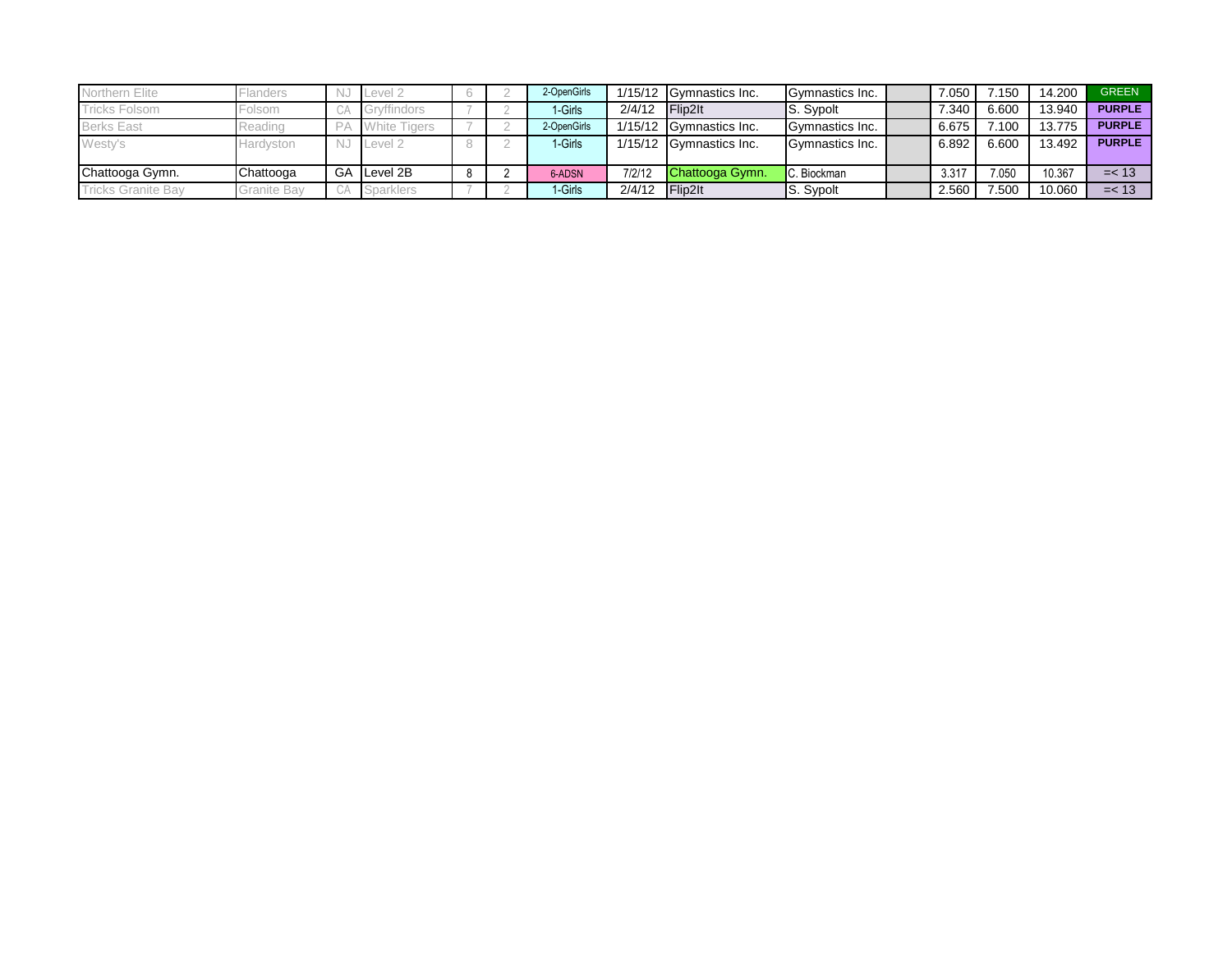| | | | | | | | | | | | | | | |
|---|---|---|---|---|---|---|---|---|---|---|---|---|---|---|
| Northern Elite | Flanders | NJ | Level 2 | 6 | 2 | 2-OpenGirls | 1/15/12 | Gymnastics Inc. | Gymnastics Inc. | | 7.050 | 7.150 | 14.200 | GREEN |
| Tricks Folsom | Folsom | CA | Gryffindors | 7 | 2 | 1-Girls | 2/4/12 | Flip2It | S. Sypolt | | 7.340 | 6.600 | 13.940 | PURPLE |
| Berks East | Reading | PA | White Tigers | 7 | 2 | 2-OpenGirls | 1/15/12 | Gymnastics Inc. | Gymnastics Inc. | | 6.675 | 7.100 | 13.775 | PURPLE |
| Westy's | Hardyston | NJ | Level 2 | 8 | 2 | 1-Girls | 1/15/12 | Gymnastics Inc. | Gymnastics Inc. | | 6.892 | 6.600 | 13.492 | PURPLE |
| Chattooga Gymn. | Chattooga | GA | Level 2B | 8 | 2 | 6-ADSN | 7/2/12 | Chattooga Gymn. | C. Biockman | | 3.317 | 7.050 | 10.367 | =< 13 |
| Tricks Granite Bay | Granite Bay | CA | Sparklers | 7 | 2 | 1-Girls | 2/4/12 | Flip2It | S. Sypolt | | 2.560 | 7.500 | 10.060 | =< 13 |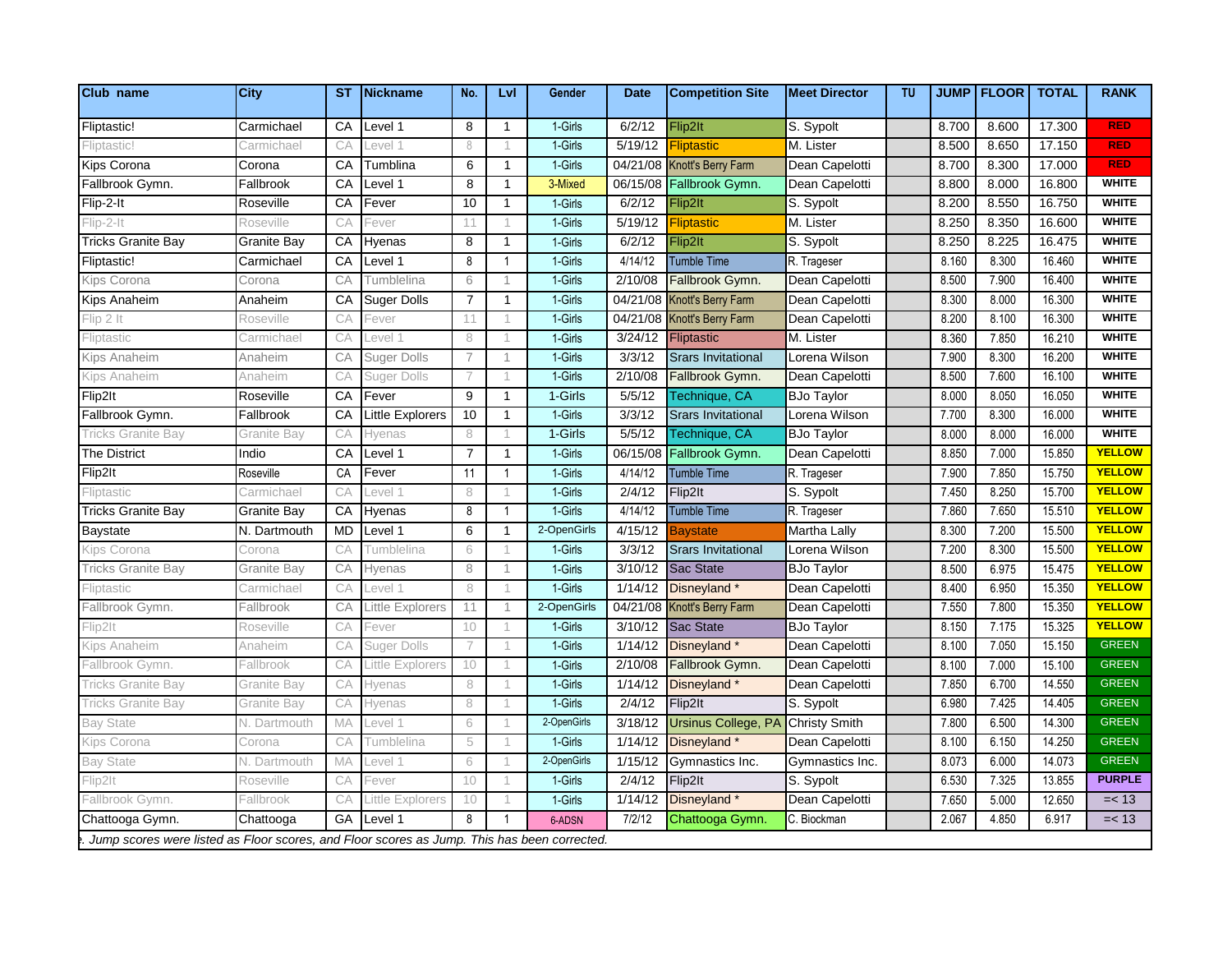| Club name | City | ST | Nickname | No. | Lvl | Gender | Date | Competition Site | Meet Director | TU | JUMP | FLOOR | TOTAL | RANK |
|---|---|---|---|---|---|---|---|---|---|---|---|---|---|---|
| Fliptastic! | Carmichael | CA | Level 1 | 8 | 1 | 1-Girls | 6/2/12 | Flip2It | S. Sypolt | | 8.700 | 8.600 | 17.300 | RED |
| Fliptastic! | Carmichael | CA | Level 1 | 8 | 1 | 1-Girls | 5/19/12 | Fliptastic | M. Lister | | 8.500 | 8.650 | 17.150 | RED |
| Kips Corona | Corona | CA | Tumblina | 6 | 1 | 1-Girls | 04/21/08 | Knott's Berry Farm | Dean Capelotti | | 8.700 | 8.300 | 17.000 | RED |
| Fallbrook Gymn. | Fallbrook | CA | Level 1 | 8 | 1 | 3-Mixed | 06/15/08 | Fallbrook Gymn. | Dean Capelotti | | 8.800 | 8.000 | 16.800 | WHITE |
| Flip-2-It | Roseville | CA | Fever | 10 | 1 | 1-Girls | 6/2/12 | Flip2It | S. Sypolt | | 8.200 | 8.550 | 16.750 | WHITE |
| Flip-2-It | Roseville | CA | Fever | 11 | 1 | 1-Girls | 5/19/12 | Fliptastic | M. Lister | | 8.250 | 8.350 | 16.600 | WHITE |
| Tricks Granite Bay | Granite Bay | CA | Hyenas | 8 | 1 | 1-Girls | 6/2/12 | Flip2It | S. Sypolt | | 8.250 | 8.225 | 16.475 | WHITE |
| Fliptastic! | Carmichael | CA | Level 1 | 8 | 1 | 1-Girls | 4/14/12 | Tumble Time | R. Trageser | | 8.160 | 8.300 | 16.460 | WHITE |
| Kips Corona | Corona | CA | Tumblelina | 6 | 1 | 1-Girls | 2/10/08 | Fallbrook Gymn. | Dean Capelotti | | 8.500 | 7.900 | 16.400 | WHITE |
| Kips Anaheim | Anaheim | CA | Suger Dolls | 7 | 1 | 1-Girls | 04/21/08 | Knott's Berry Farm | Dean Capelotti | | 8.300 | 8.000 | 16.300 | WHITE |
| Flip 2 It | Roseville | CA | Fever | 11 | 1 | 1-Girls | 04/21/08 | Knott's Berry Farm | Dean Capelotti | | 8.200 | 8.100 | 16.300 | WHITE |
| Fliptastic | Carmichael | CA | Level 1 | 8 | 1 | 1-Girls | 3/24/12 | Fliptastic | M. Lister | | 8.360 | 7.850 | 16.210 | WHITE |
| Kips Anaheim | Anaheim | CA | Suger Dolls | 7 | 1 | 1-Girls | 3/3/12 | Srars Invitational | Lorena Wilson | | 7.900 | 8.300 | 16.200 | WHITE |
| Kips Anaheim | Anaheim | CA | Suger Dolls | 7 | 1 | 1-Girls | 2/10/08 | Fallbrook Gymn. | Dean Capelotti | | 8.500 | 7.600 | 16.100 | WHITE |
| Flip2It | Roseville | CA | Fever | 9 | 1 | 1-Girls | 5/5/12 | Technique, CA | BJo Taylor | | 8.000 | 8.050 | 16.050 | WHITE |
| Fallbrook Gymn. | Fallbrook | CA | Little Explorers | 10 | 1 | 1-Girls | 3/3/12 | Srars Invitational | Lorena Wilson | | 7.700 | 8.300 | 16.000 | WHITE |
| Tricks Granite Bay | Granite Bay | CA | Hyenas | 8 | 1 | 1-Girls | 5/5/12 | Technique, CA | BJo Taylor | | 8.000 | 8.000 | 16.000 | WHITE |
| The District | Indio | CA | Level 1 | 7 | 1 | 1-Girls | 06/15/08 | Fallbrook Gymn. | Dean Capelotti | | 8.850 | 7.000 | 15.850 | YELLOW |
| Flip2It | Roseville | CA | Fever | 11 | 1 | 1-Girls | 4/14/12 | Tumble Time | R. Trageser | | 7.900 | 7.850 | 15.750 | YELLOW |
| Fliptastic | Carmichael | CA | Level 1 | 8 | 1 | 1-Girls | 2/4/12 | Flip2It | S. Sypolt | | 7.450 | 8.250 | 15.700 | YELLOW |
| Tricks Granite Bay | Granite Bay | CA | Hyenas | 8 | 1 | 1-Girls | 4/14/12 | Tumble Time | R. Trageser | | 7.860 | 7.650 | 15.510 | YELLOW |
| Baystate | N. Dartmouth | MD | Level 1 | 6 | 1 | 2-OpenGirls | 4/15/12 | Baystate | Martha Lally | | 8.300 | 7.200 | 15.500 | YELLOW |
| Kips Corona | Corona | CA | Tumblelina | 6 | 1 | 1-Girls | 3/3/12 | Srars Invitational | Lorena Wilson | | 7.200 | 8.300 | 15.500 | YELLOW |
| Tricks Granite Bay | Granite Bay | CA | Hyenas | 8 | 1 | 1-Girls | 3/10/12 | Sac State | BJo Taylor | | 8.500 | 6.975 | 15.475 | YELLOW |
| Fliptastic | Carmichael | CA | Level 1 | 8 | 1 | 1-Girls | 1/14/12 | Disneyland * | Dean Capelotti | | 8.400 | 6.950 | 15.350 | YELLOW |
| Fallbrook Gymn. | Fallbrook | CA | Little Explorers | 11 | 1 | 2-OpenGirls | 04/21/08 | Knott's Berry Farm | Dean Capelotti | | 7.550 | 7.800 | 15.350 | YELLOW |
| Flip2It | Roseville | CA | Fever | 10 | 1 | 1-Girls | 3/10/12 | Sac State | BJo Taylor | | 8.150 | 7.175 | 15.325 | YELLOW |
| Kips Anaheim | Anaheim | CA | Suger Dolls | 7 | 1 | 1-Girls | 1/14/12 | Disneyland * | Dean Capelotti | | 8.100 | 7.050 | 15.150 | GREEN |
| Fallbrook Gymn. | Fallbrook | CA | Little Explorers | 10 | 1 | 1-Girls | 2/10/08 | Fallbrook Gymn. | Dean Capelotti | | 8.100 | 7.000 | 15.100 | GREEN |
| Tricks Granite Bay | Granite Bay | CA | Hyenas | 8 | 1 | 1-Girls | 1/14/12 | Disneyland * | Dean Capelotti | | 7.850 | 6.700 | 14.550 | GREEN |
| Tricks Granite Bay | Granite Bay | CA | Hyenas | 8 | 1 | 1-Girls | 2/4/12 | Flip2It | S. Sypolt | | 6.980 | 7.425 | 14.405 | GREEN |
| Bay State | N. Dartmouth | MA | Level 1 | 6 | 1 | 2-OpenGirls | 3/18/12 | Ursinus College, PA | Christy Smith | | 7.800 | 6.500 | 14.300 | GREEN |
| Kips Corona | Corona | CA | Tumblelina | 5 | 1 | 1-Girls | 1/14/12 | Disneyland * | Dean Capelotti | | 8.100 | 6.150 | 14.250 | GREEN |
| Bay State | N. Dartmouth | MA | Level 1 | 6 | 1 | 2-OpenGirls | 1/15/12 | Gymnastics Inc. | Gymnastics Inc. | | 8.073 | 6.000 | 14.073 | GREEN |
| Flip2It | Roseville | CA | Fever | 10 | 1 | 1-Girls | 2/4/12 | Flip2It | S. Sypolt | | 6.530 | 7.325 | 13.855 | PURPLE |
| Fallbrook Gymn. | Fallbrook | CA | Little Explorers | 10 | 1 | 1-Girls | 1/14/12 | Disneyland * | Dean Capelotti | | 7.650 | 5.000 | 12.650 | =< 13 |
| Chattooga Gymn. | Chattooga | GA | Level 1 | 8 | 1 | 6-ADSN | 7/2/12 | Chattooga Gymn. | C. Biockman | | 2.067 | 4.850 | 6.917 | =< 13 |

*. Jump scores were listed as Floor scores, and Floor scores as Jump. This has been corrected.*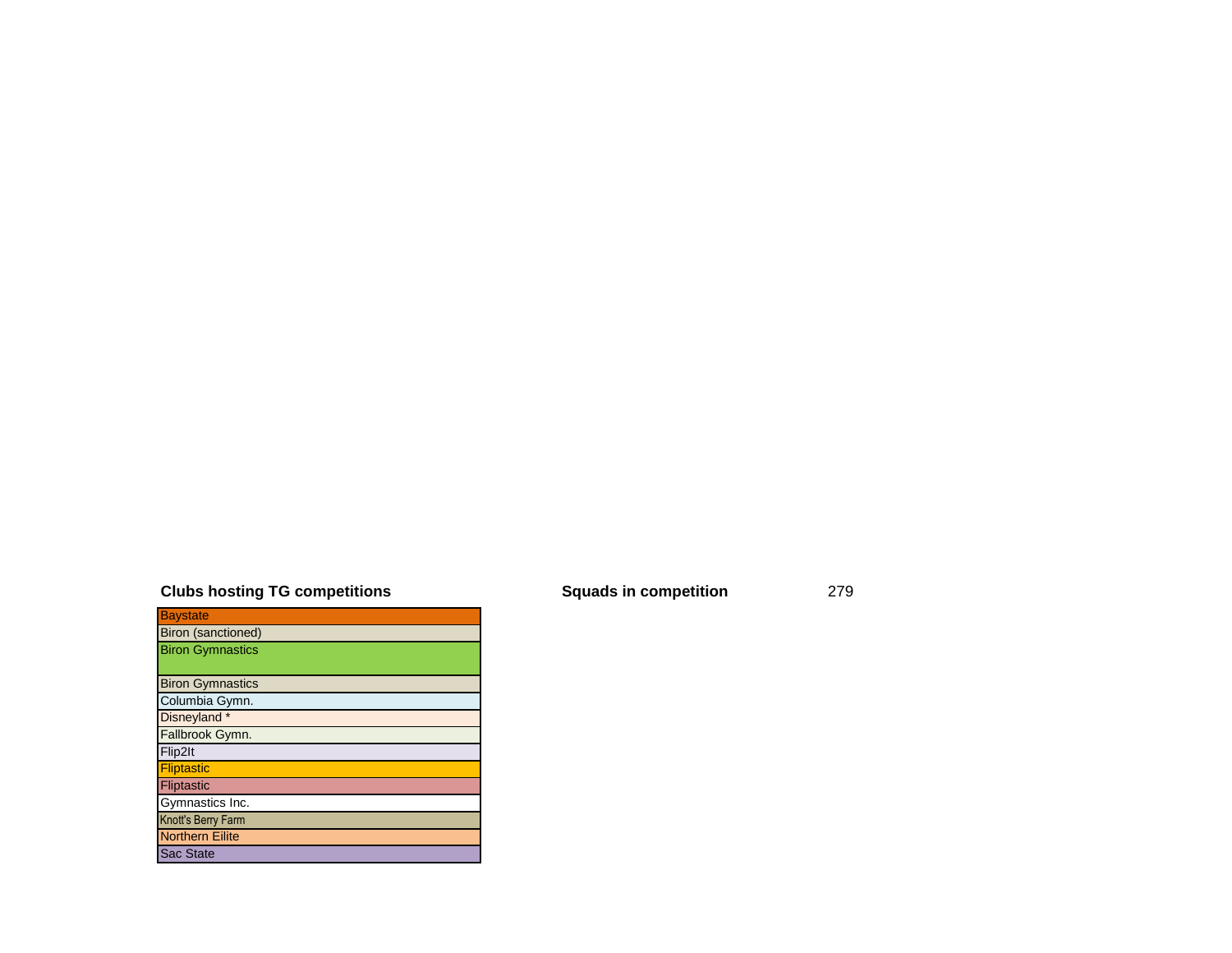**Clubs hosting TG competitions**

| Baystate |
|---|
| Biron (sanctioned) |
| Biron Gymnastics |
| Biron Gymnastics |
| Columbia Gymn. |
| Disneyland * |
| Fallbrook Gymn. |
| Flip2It |
| Fliptastic |
| Fliptastic |
| Gymnastics Inc. |
| Knott's Berry Farm |
| Northern Eilite |
| Sac State |

**Squads in competition** 279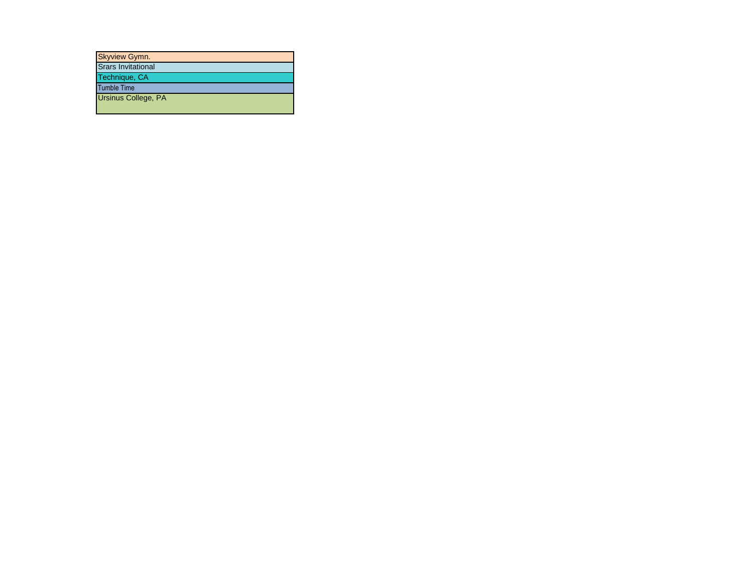| Skyview Gymn. |
|---|
| Srars Invitational |
| Technique, CA |
| Tumble Time |
| Ursinus College, PA |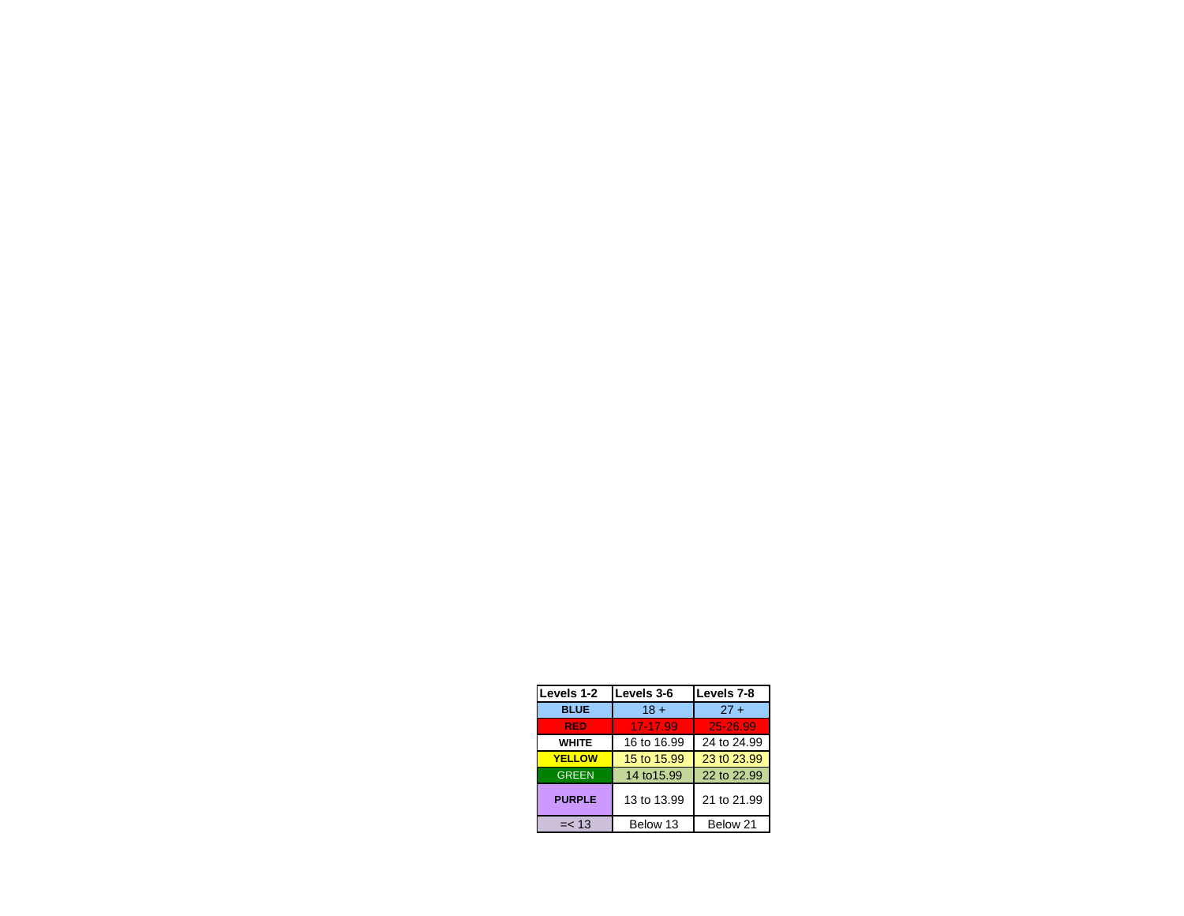| Levels 1-2 | Levels 3-6 | Levels 7-8 |
|---|---|---|
| **BLUE** | 18 + | 27 + |
| **RED** | 17-17.99 | 25-26.99 |
| **WHITE** | 16 to 16.99 | 24 to 24.99 |
| **YELLOW** | 15 to 15.99 | 23 t0 23.99 |
| GREEN | 14 to15.99 | 22 to 22.99 |
| **PURPLE** | 13 to 13.99 | 21 to 21.99 |
| =< 13 | Below 13 | Below 21 |